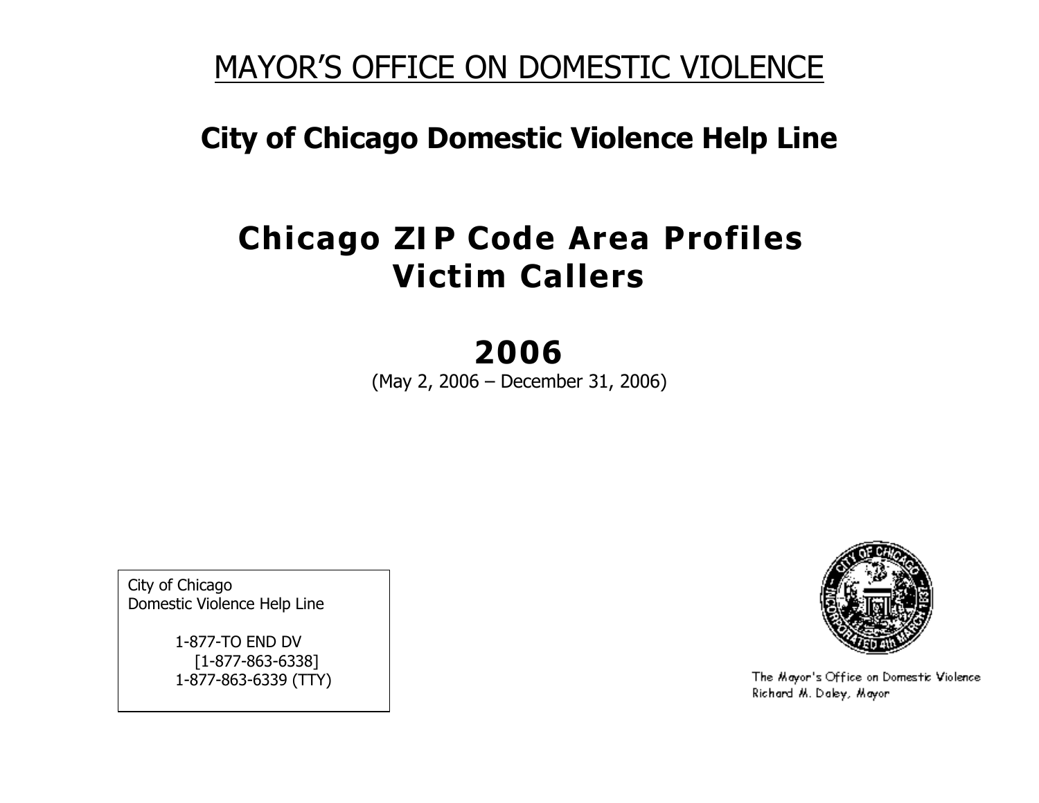# MAYOR'S OFFICE ON DOMESTIC VIOLENCE

## City of Chicago Domestic Violence Help Line

# Chicago ZIP Code Area Profiles Victim Callers

## 2006

(May 2, 2006 – December 31, 2006)

City of Chicago
Domestic Violence Help Line

1-877-TO END DV
[1-877-863-6338]
1-877-863-6339 (TTY)

The Mayor's Office on Domestic Violence
Richard M. Daley, Mayor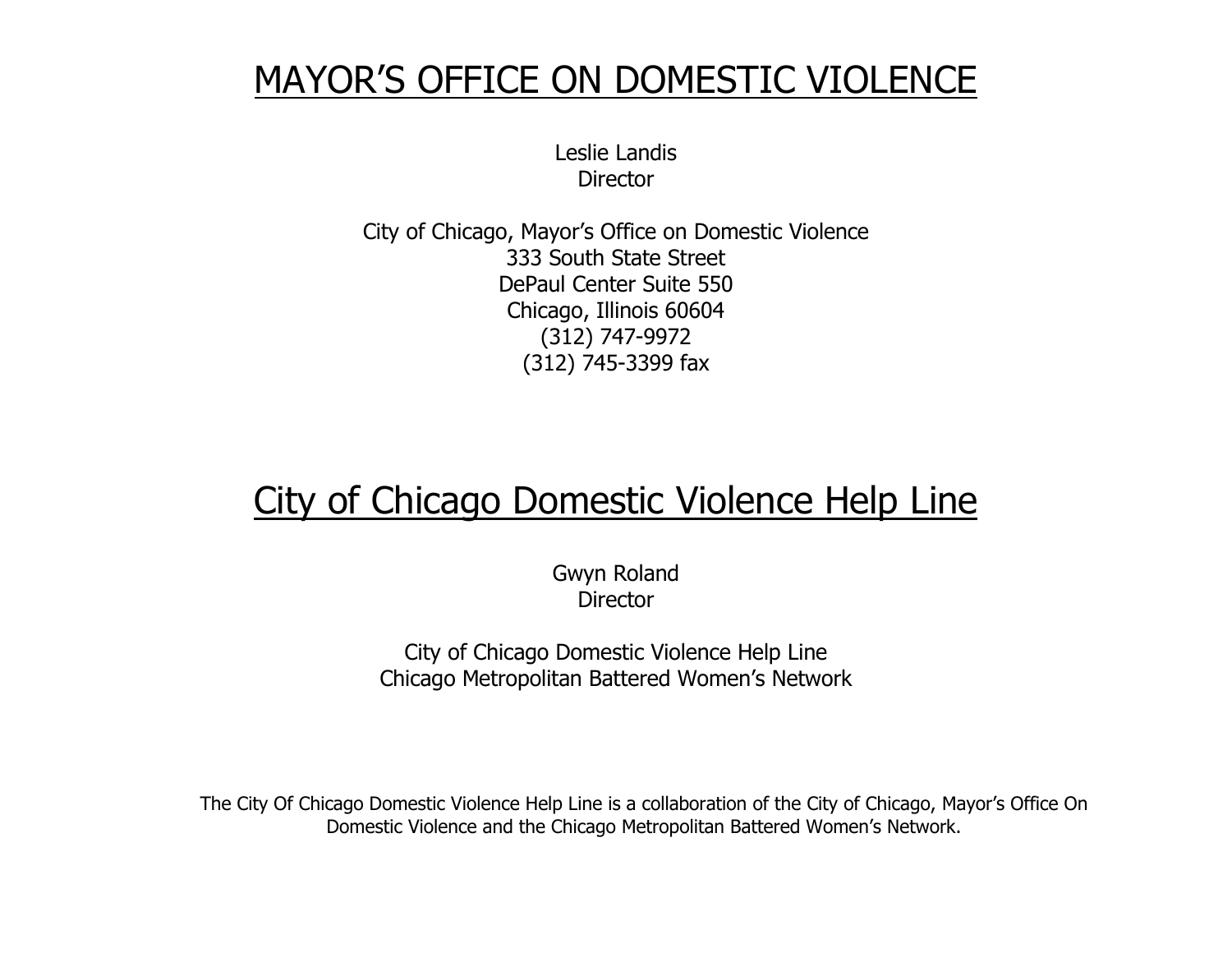# MAYOR'S OFFICE ON DOMESTIC VIOLENCE

Leslie Landis
Director

City of Chicago, Mayor's Office on Domestic Violence
333 South State Street
DePaul Center Suite 550
Chicago, Illinois 60604
(312) 747-9972
(312) 745-3399 fax

# City of Chicago Domestic Violence Help Line

Gwyn Roland
Director

City of Chicago Domestic Violence Help Line
Chicago Metropolitan Battered Women's Network

The City Of Chicago Domestic Violence Help Line is a collaboration of the City of Chicago, Mayor's Office On Domestic Violence and the Chicago Metropolitan Battered Women's Network.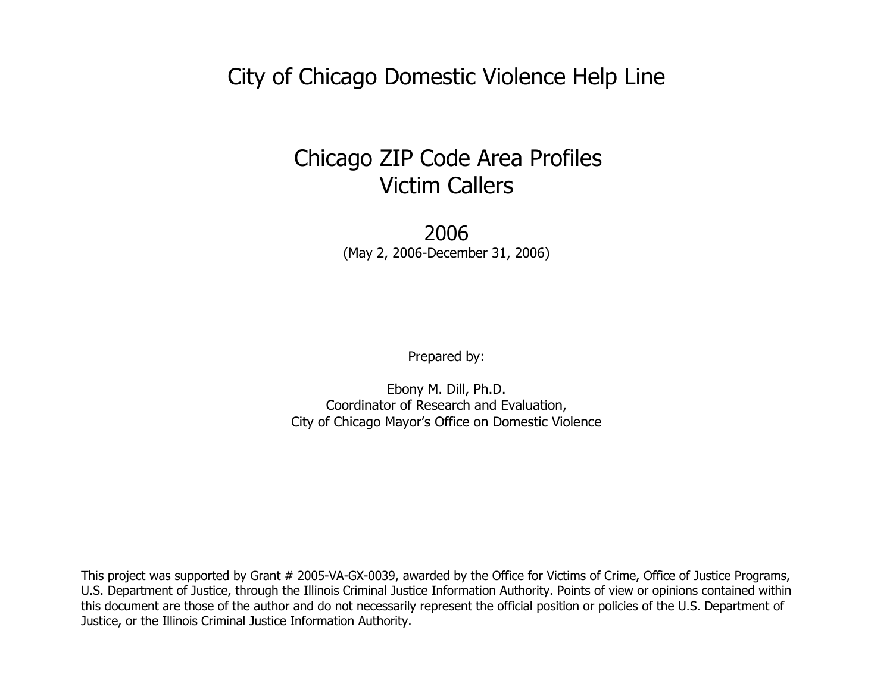# City of Chicago Domestic Violence Help Line

## Chicago ZIP Code Area Profiles
## Victim Callers

## 2006
(May 2, 2006-December 31, 2006)

Prepared by:

Ebony M. Dill, Ph.D.
Coordinator of Research and Evaluation,
City of Chicago Mayor's Office on Domestic Violence

This project was supported by Grant # 2005-VA-GX-0039, awarded by the Office for Victims of Crime, Office of Justice Programs, U.S. Department of Justice, through the Illinois Criminal Justice Information Authority. Points of view or opinions contained within this document are those of the author and do not necessarily represent the official position or policies of the U.S. Department of Justice, or the Illinois Criminal Justice Information Authority.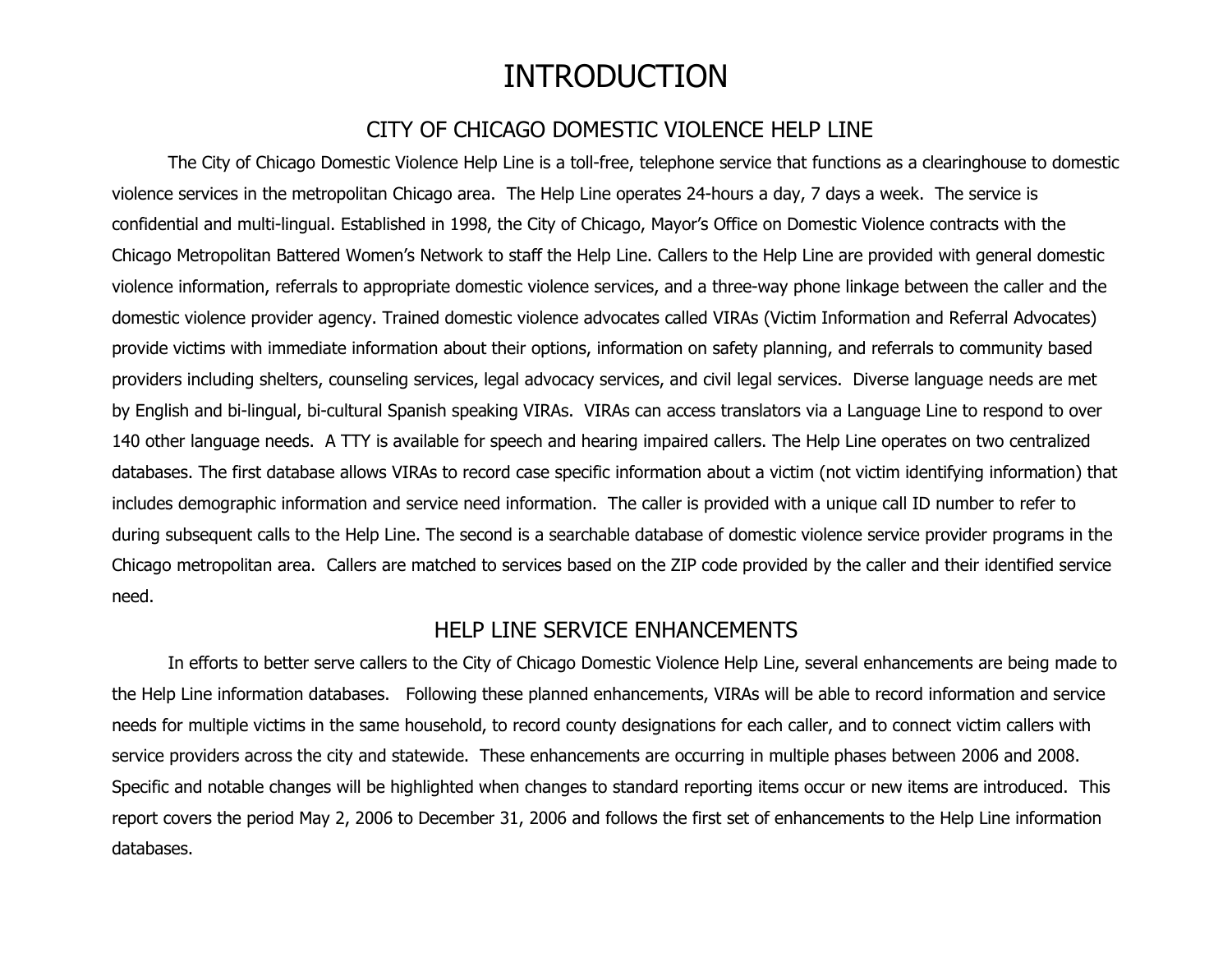# INTRODUCTION

## CITY OF CHICAGO DOMESTIC VIOLENCE HELP LINE

The City of Chicago Domestic Violence Help Line is a toll-free, telephone service that functions as a clearinghouse to domestic violence services in the metropolitan Chicago area. The Help Line operates 24-hours a day, 7 days a week. The service is confidential and multi-lingual. Established in 1998, the City of Chicago, Mayor's Office on Domestic Violence contracts with the Chicago Metropolitan Battered Women's Network to staff the Help Line. Callers to the Help Line are provided with general domestic violence information, referrals to appropriate domestic violence services, and a three-way phone linkage between the caller and the domestic violence provider agency. Trained domestic violence advocates called VIRAs (Victim Information and Referral Advocates) provide victims with immediate information about their options, information on safety planning, and referrals to community based providers including shelters, counseling services, legal advocacy services, and civil legal services. Diverse language needs are met by English and bi-lingual, bi-cultural Spanish speaking VIRAs. VIRAs can access translators via a Language Line to respond to over 140 other language needs. A TTY is available for speech and hearing impaired callers. The Help Line operates on two centralized databases. The first database allows VIRAs to record case specific information about a victim (not victim identifying information) that includes demographic information and service need information. The caller is provided with a unique call ID number to refer to during subsequent calls to the Help Line. The second is a searchable database of domestic violence service provider programs in the Chicago metropolitan area. Callers are matched to services based on the ZIP code provided by the caller and their identified service need.

## HELP LINE SERVICE ENHANCEMENTS

In efforts to better serve callers to the City of Chicago Domestic Violence Help Line, several enhancements are being made to the Help Line information databases. Following these planned enhancements, VIRAs will be able to record information and service needs for multiple victims in the same household, to record county designations for each caller, and to connect victim callers with service providers across the city and statewide. These enhancements are occurring in multiple phases between 2006 and 2008. Specific and notable changes will be highlighted when changes to standard reporting items occur or new items are introduced. This report covers the period May 2, 2006 to December 31, 2006 and follows the first set of enhancements to the Help Line information databases.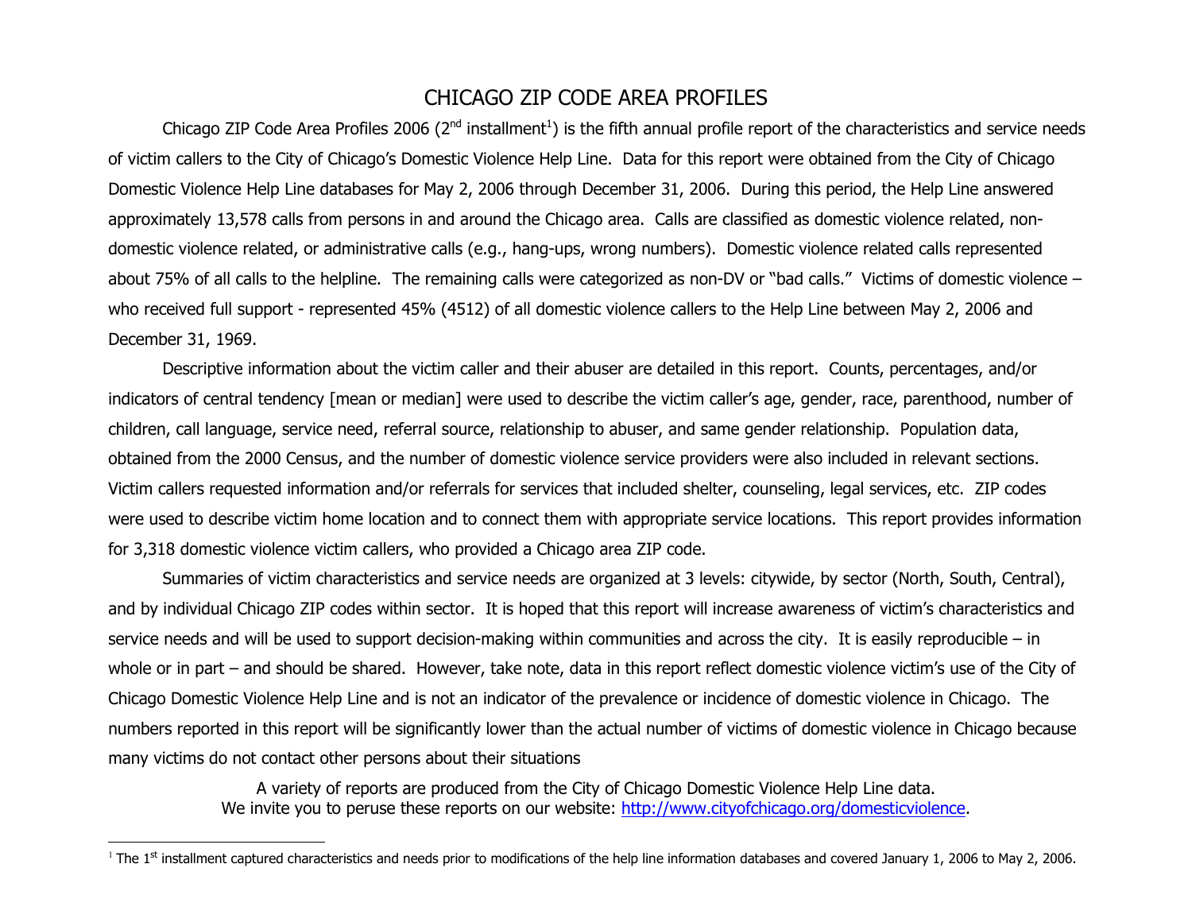# CHICAGO ZIP CODE AREA PROFILES

Chicago ZIP Code Area Profiles 2006 (2nd installment[1]) is the fifth annual profile report of the characteristics and service needs of victim callers to the City of Chicago's Domestic Violence Help Line. Data for this report were obtained from the City of Chicago Domestic Violence Help Line databases for May 2, 2006 through December 31, 2006. During this period, the Help Line answered approximately 13,578 calls from persons in and around the Chicago area. Calls are classified as domestic violence related, non-domestic violence related, or administrative calls (e.g., hang-ups, wrong numbers). Domestic violence related calls represented about 75% of all calls to the helpline. The remaining calls were categorized as non-DV or "bad calls." Victims of domestic violence – who received full support - represented 45% (4512) of all domestic violence callers to the Help Line between May 2, 2006 and December 31, 1969.

Descriptive information about the victim caller and their abuser are detailed in this report. Counts, percentages, and/or indicators of central tendency [mean or median] were used to describe the victim caller's age, gender, race, parenthood, number of children, call language, service need, referral source, relationship to abuser, and same gender relationship. Population data, obtained from the 2000 Census, and the number of domestic violence service providers were also included in relevant sections. Victim callers requested information and/or referrals for services that included shelter, counseling, legal services, etc. ZIP codes were used to describe victim home location and to connect them with appropriate service locations. This report provides information for 3,318 domestic violence victim callers, who provided a Chicago area ZIP code.

Summaries of victim characteristics and service needs are organized at 3 levels: citywide, by sector (North, South, Central), and by individual Chicago ZIP codes within sector. It is hoped that this report will increase awareness of victim's characteristics and service needs and will be used to support decision-making within communities and across the city. It is easily reproducible – in whole or in part – and should be shared. However, take note, data in this report reflect domestic violence victim's use of the City of Chicago Domestic Violence Help Line and is not an indicator of the prevalence or incidence of domestic violence in Chicago. The numbers reported in this report will be significantly lower than the actual number of victims of domestic violence in Chicago because many victims do not contact other persons about their situations

A variety of reports are produced from the City of Chicago Domestic Violence Help Line data.
We invite you to peruse these reports on our website: [http://www.cityofchicago.org/domesticviolence](http://www.cityofchicago.org/domesticviolence).

---

[1] The 1st installment captured characteristics and needs prior to modifications of the help line information databases and covered January 1, 2006 to May 2, 2006.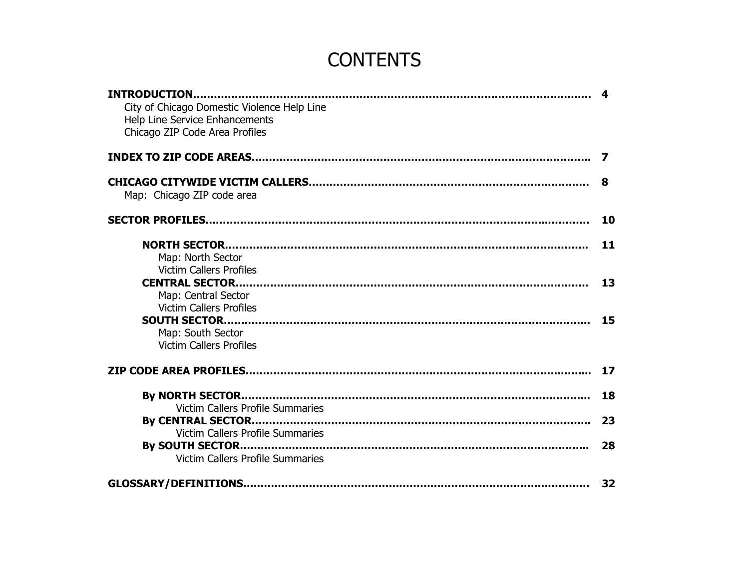# CONTENTS

**INTRODUCTION.......................................................................................................... 4**

- City of Chicago Domestic Violence Help Line
- Help Line Service Enhancements
- Chicago ZIP Code Area Profiles

**INDEX TO ZIP CODE AREAS.................................................................................... 7**

**CHICAGO CITYWIDE VICTIM CALLERS................................................................ 8**

- Map: Chicago ZIP code area

**SECTOR PROFILES................................................................................................ 10**

- **NORTH SECTOR............................................................................................ 11**
  - Map: North Sector
  - Victim Callers Profiles
- **CENTRAL SECTOR......................................................................................... 13**
  - Map: Central Sector
  - Victim Callers Profiles
- **SOUTH SECTOR............................................................................................ 15**
  - Map: South Sector
  - Victim Callers Profiles

**ZIP CODE AREA PROFILES.................................................................................... 17**

- **By NORTH SECTOR........................................................................................ 18**
  - Victim Callers Profile Summaries
- **By CENTRAL SECTOR..................................................................................... 23**
  - Victim Callers Profile Summaries
- **By SOUTH SECTOR........................................................................................ 28**
  - Victim Callers Profile Summaries

**GLOSSARY/DEFINITIONS..................................................................................... 32**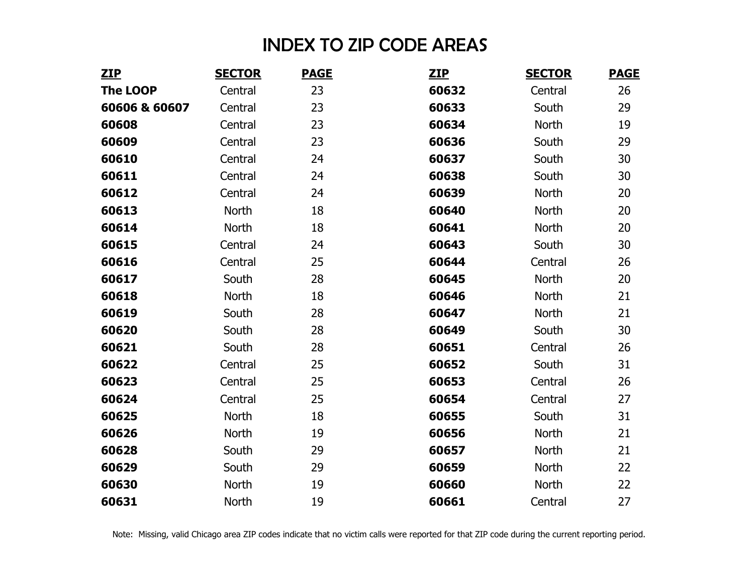# INDEX TO ZIP CODE AREAS

| ZIP | SECTOR | PAGE |
|---|---|---|
| **The LOOP** | Central | 23 |
| **60606 & 60607** | Central | 23 |
| **60608** | Central | 23 |
| **60609** | Central | 23 |
| **60610** | Central | 24 |
| **60611** | Central | 24 |
| **60612** | Central | 24 |
| **60613** | North | 18 |
| **60614** | North | 18 |
| **60615** | Central | 24 |
| **60616** | Central | 25 |
| **60617** | South | 28 |
| **60618** | North | 18 |
| **60619** | South | 28 |
| **60620** | South | 28 |
| **60621** | South | 28 |
| **60622** | Central | 25 |
| **60623** | Central | 25 |
| **60624** | Central | 25 |
| **60625** | North | 18 |
| **60626** | North | 19 |
| **60628** | South | 29 |
| **60629** | South | 29 |
| **60630** | North | 19 |
| **60631** | North | 19 |
| **60632** | Central | 26 |
| **60633** | South | 29 |
| **60634** | North | 19 |
| **60636** | South | 29 |
| **60637** | South | 30 |
| **60638** | South | 30 |
| **60639** | North | 20 |
| **60640** | North | 20 |
| **60641** | North | 20 |
| **60643** | South | 30 |
| **60644** | Central | 26 |
| **60645** | North | 20 |
| **60646** | North | 21 |
| **60647** | North | 21 |
| **60649** | South | 30 |
| **60651** | Central | 26 |
| **60652** | South | 31 |
| **60653** | Central | 26 |
| **60654** | Central | 27 |
| **60655** | South | 31 |
| **60656** | North | 21 |
| **60657** | North | 21 |
| **60659** | North | 22 |
| **60660** | North | 22 |
| **60661** | Central | 27 |

Note: Missing, valid Chicago area ZIP codes indicate that no victim calls were reported for that ZIP code during the current reporting period.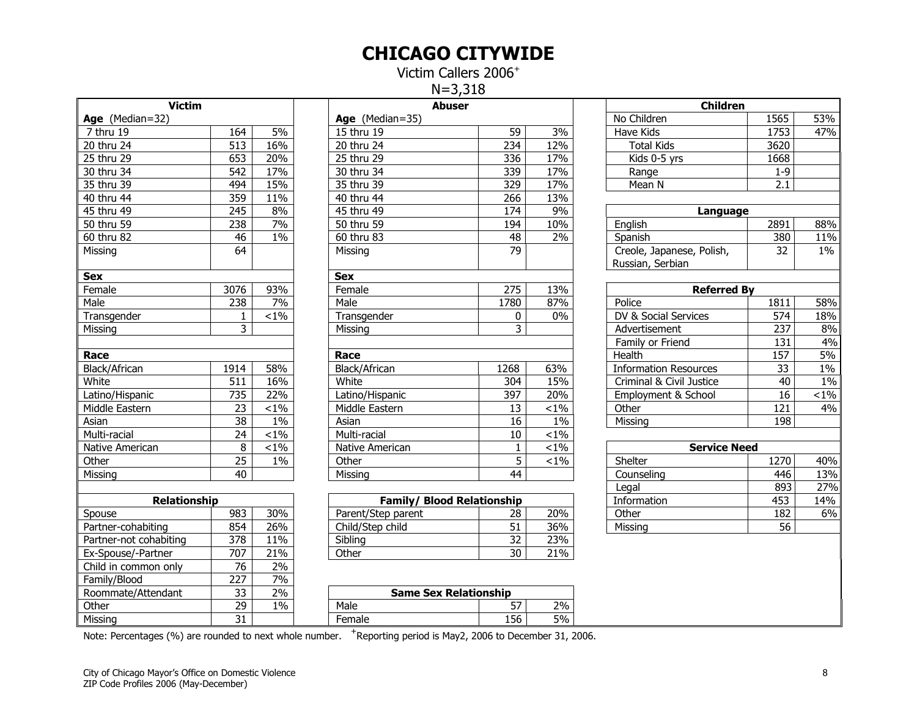# CHICAGO CITYWIDE

Victim Callers 2006+

N=3,318

| Victim | | |
|---|---|---|
| **Age** (Median=32) | | |
| 7 thru 19 | 164 | 5% |
| 20 thru 24 | 513 | 16% |
| 25 thru 29 | 653 | 20% |
| 30 thru 34 | 542 | 17% |
| 35 thru 39 | 494 | 15% |
| 40 thru 44 | 359 | 11% |
| 45 thru 49 | 245 | 8% |
| 50 thru 59 | 238 | 7% |
| 60 thru 82 | 46 | 1% |
| Missing | 64 | |
| **Sex** | | |
| Female | 3076 | 93% |
| Male | 238 | 7% |
| Transgender | 1 | <1% |
| Missing | 3 | |
| **Race** | | |
| Black/African | 1914 | 58% |
| White | 511 | 16% |
| Latino/Hispanic | 735 | 22% |
| Middle Eastern | 23 | <1% |
| Asian | 38 | 1% |
| Multi-racial | 24 | <1% |
| Native American | 8 | <1% |
| Other | 25 | 1% |
| Missing | 40 | |

| Relationship | | |
|---|---|---|
| Spouse | 983 | 30% |
| Partner-cohabiting | 854 | 26% |
| Partner-not cohabiting | 378 | 11% |
| Ex-Spouse/-Partner | 707 | 21% |
| Child in common only | 76 | 2% |
| Family/Blood | 227 | 7% |
| Roommate/Attendant | 33 | 2% |
| Other | 29 | 1% |
| Missing | 31 | |

| Abuser | | |
|---|---|---|
| **Age** (Median=35) | | |
| 15 thru 19 | 59 | 3% |
| 20 thru 24 | 234 | 12% |
| 25 thru 29 | 336 | 17% |
| 30 thru 34 | 339 | 17% |
| 35 thru 39 | 329 | 17% |
| 40 thru 44 | 266 | 13% |
| 45 thru 49 | 174 | 9% |
| 50 thru 59 | 194 | 10% |
| 60 thru 83 | 48 | 2% |
| Missing | 79 | |
| **Sex** | | |
| Female | 275 | 13% |
| Male | 1780 | 87% |
| Transgender | 0 | 0% |
| Missing | 3 | |
| **Race** | | |
| Black/African | 1268 | 63% |
| White | 304 | 15% |
| Latino/Hispanic | 397 | 20% |
| Middle Eastern | 13 | <1% |
| Asian | 16 | 1% |
| Multi-racial | 10 | <1% |
| Native American | 1 | <1% |
| Other | 5 | <1% |
| Missing | 44 | |

| Family/ Blood Relationship | | |
|---|---|---|
| Parent/Step parent | 28 | 20% |
| Child/Step child | 51 | 36% |
| Sibling | 32 | 23% |
| Other | 30 | 21% |

| Same Sex Relationship | | |
|---|---|---|
| Male | 57 | 2% |
| Female | 156 | 5% |

| Children | | |
|---|---|---|
| No Children | 1565 | 53% |
| Have Kids | 1753 | 47% |
| Total Kids | 3620 | |
| Kids 0-5 yrs | 1668 | |
| Range | 1-9 | |
| Mean N | 2.1 | |

| Language | | |
|---|---|---|
| English | 2891 | 88% |
| Spanish | 380 | 11% |
| Creole, Japanese, Polish, Russian, Serbian | 32 | 1% |

| Referred By | | |
|---|---|---|
| Police | 1811 | 58% |
| DV & Social Services | 574 | 18% |
| Advertisement | 237 | 8% |
| Family or Friend | 131 | 4% |
| Health | 157 | 5% |
| Information Resources | 33 | 1% |
| Criminal & Civil Justice | 40 | 1% |
| Employment & School | 16 | <1% |
| Other | 121 | 4% |
| Missing | 198 | |

| Service Need | | |
|---|---|---|
| Shelter | 1270 | 40% |
| Counseling | 446 | 13% |
| Legal | 893 | 27% |
| Information | 453 | 14% |
| Other | 182 | 6% |
| Missing | 56 | |

Note: Percentages (%) are rounded to next whole number. +Reporting period is May2, 2006 to December 31, 2006.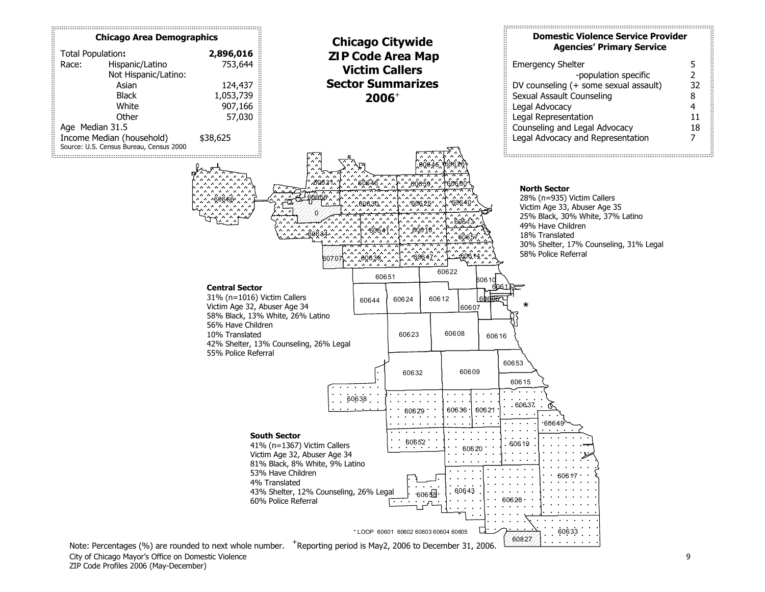# Chicago Citywide ZIP Code Area Map Victim Callers Sector Summarizes 2006[+]

### Chicago Area Demographics

| | | |
|---|---|---|
| Total Population: | | **2,896,016** |
| Race: | Hispanic/Latino | 753,644 |
| | Not Hispanic/Latino: | |
| | Asian | 124,437 |
| | Black | 1,053,739 |
| | White | 907,166 |
| | Other | 57,030 |
| Age Median 31.5 | | |
| Income Median (household) | | $38,625 |

Source: U.S. Census Bureau, Census 2000

### Domestic Violence Service Provider Agencies' Primary Service

| Service | Number |
|---|---|
| Emergency Shelter | 5 |
| -population specific | 2 |
| DV counseling (+ some sexual assault) | 32 |
| Sexual Assault Counseling | 8 |
| Legal Advocacy | 4 |
| Legal Representation | 11 |
| Counseling and Legal Advocacy | 18 |
| Legal Advocacy and Representation | 7 |

**North Sector**
28% (n=935) Victim Callers
Victim Age 33, Abuser Age 35
25% Black, 30% White, 37% Latino
49% Have Children
18% Translated
30% Shelter, 17% Counseling, 31% Legal
58% Police Referral

**Central Sector**
31% (n=1016) Victim Callers
Victim Age 32, Abuser Age 34
58% Black, 13% White, 26% Latino
56% Have Children
10% Translated
42% Shelter, 13% Counseling, 26% Legal
55% Police Referral

**South Sector**
41% (n=1367) Victim Callers
Victim Age 32, Abuser Age 34
81% Black, 8% White, 9% Latino
53% Have Children
4% Translated
43% Shelter, 12% Counseling, 26% Legal
60% Police Referral

ZIP codes shown on map: 60646, 60626, 60631, 60656, 60659, 60660, 60666, 60630, 60625, 60640, 0, 60613, 60634, 60641, 60618, 60657, 60707, 60639, 60647, 60614, 60622, 60651, 60610, 60611, 60644, 60624, 60612, 60606, 60607, 60623, 60608, 60616, 60653, 60632, 60609, 60615, 60638, 60629, 60636, 60621, 60637, 60649, 60652, 60620, 60619, 60617, 60643, 60655, 60628, 60633, 60827

* LOOP 60601 60602 60603 60604 60605

Note: Percentages (%) are rounded to next whole number. [+]Reporting period is May2, 2006 to December 31, 2006.

City of Chicago Mayor's Office on Domestic Violence
ZIP Code Profiles 2006 (May-December)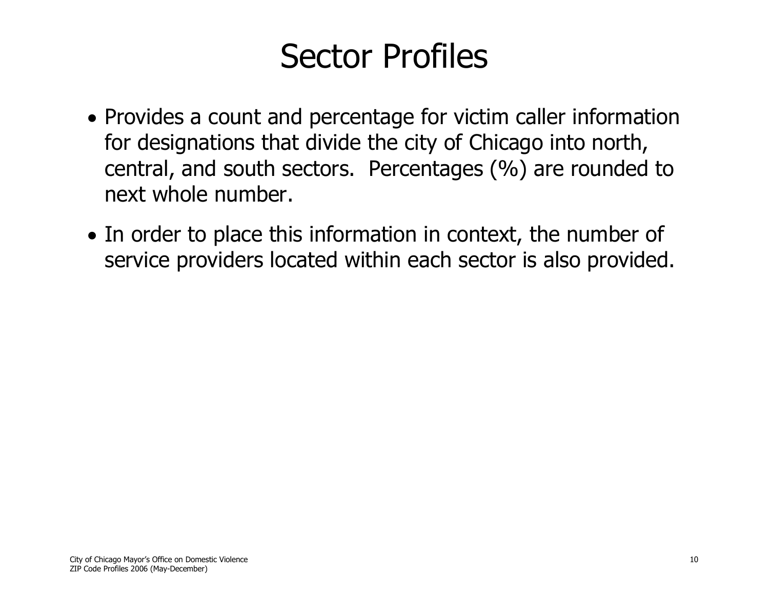# Sector Profiles

- Provides a count and percentage for victim caller information for designations that divide the city of Chicago into north, central, and south sectors. Percentages (%) are rounded to next whole number.
- In order to place this information in context, the number of service providers located within each sector is also provided.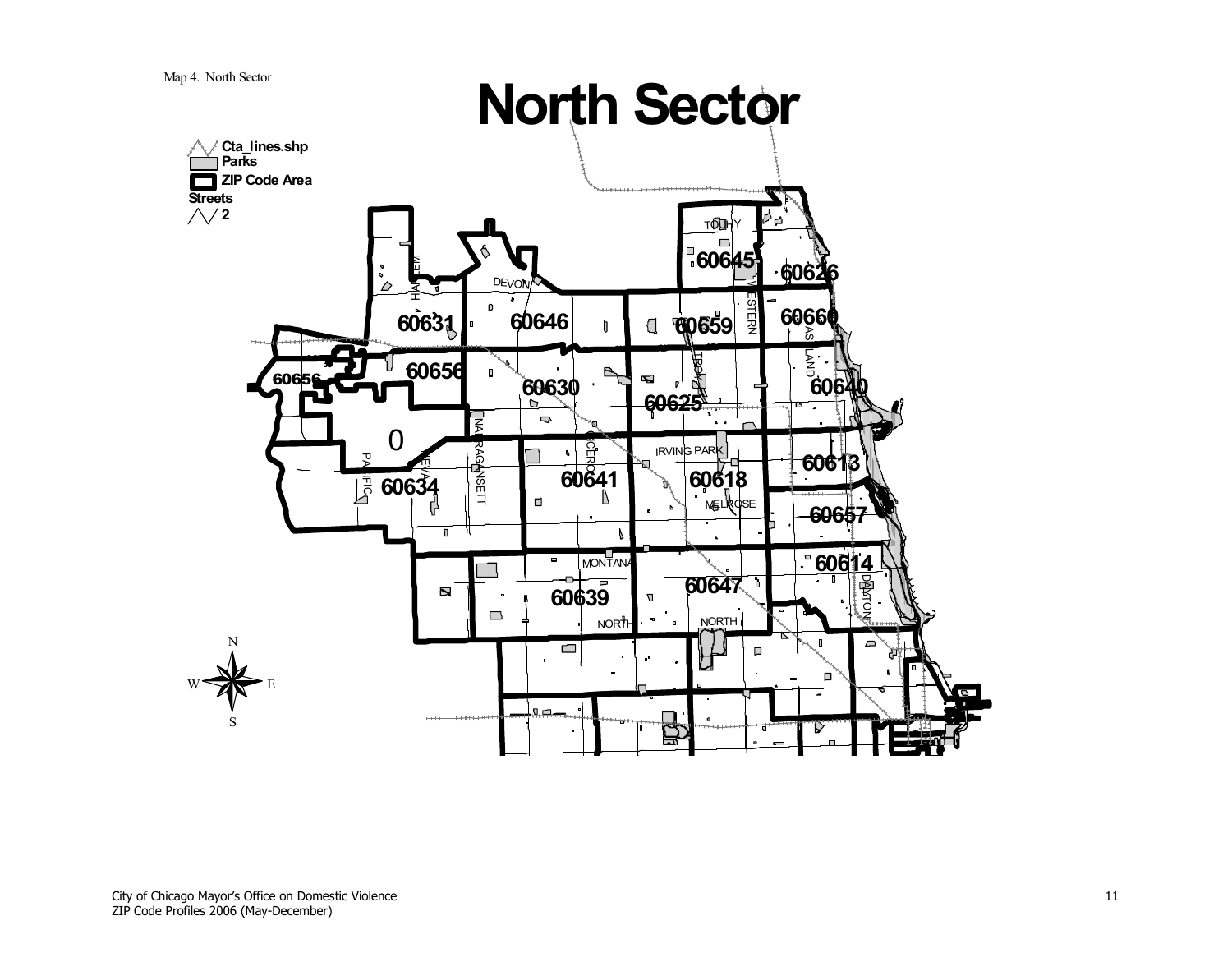Map 4. North Sector

# North Sector

**Cta_lines.shp**
**Parks**
**ZIP Code Area**
**Streets**
**2**

60645 60626 60631 60646 60659 60660 60656 60656 60630 60625 60640 0 60634 60641 60618 60613 60657 60614 60639 60647

TOUHY DEVON HARLEM WESTERN ASHLAND TROY NARRAGANSETT CICERO IRVING PARK PACIFIC NEVA MELROSE MONTANA NORTH NORTH DAYTON

N W E S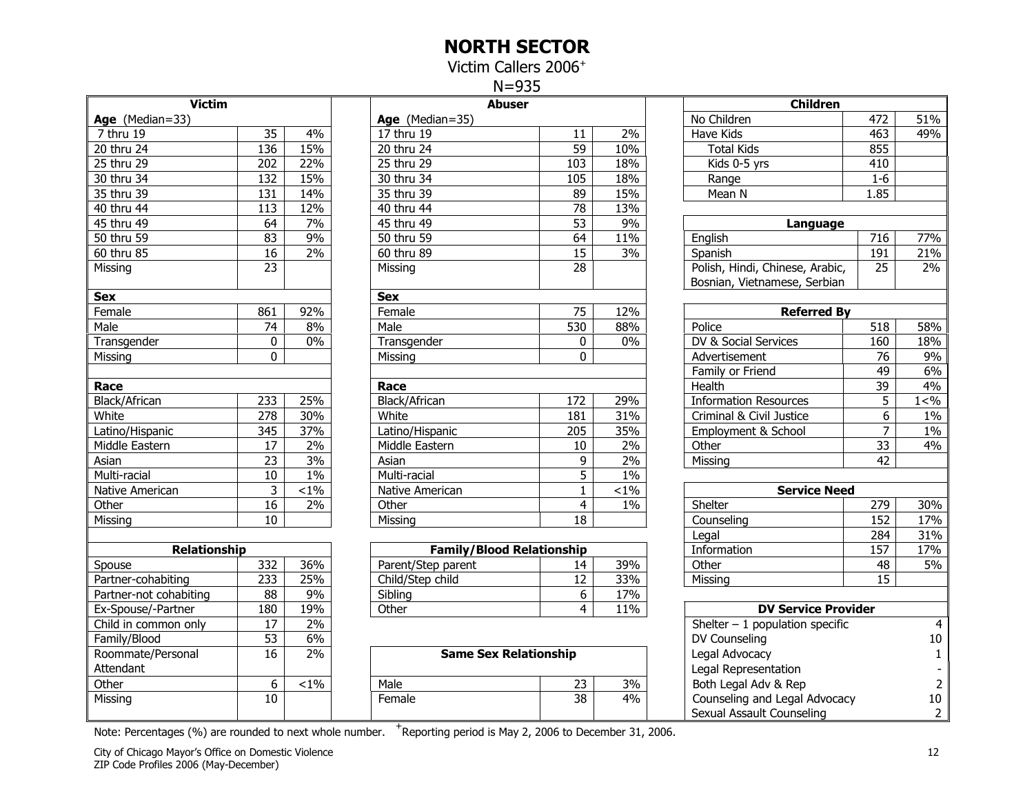# NORTH SECTOR

Victim Callers 2006+

N=935

## Victim

| Age (Median=33) | | |
|---|---|---|
| 7 thru 19 | 35 | 4% |
| 20 thru 24 | 136 | 15% |
| 25 thru 29 | 202 | 22% |
| 30 thru 34 | 132 | 15% |
| 35 thru 39 | 131 | 14% |
| 40 thru 44 | 113 | 12% |
| 45 thru 49 | 64 | 7% |
| 50 thru 59 | 83 | 9% |
| 60 thru 85 | 16 | 2% |
| Missing | 23 | |

| Sex | | |
|---|---|---|
| Female | 861 | 92% |
| Male | 74 | 8% |
| Transgender | 0 | 0% |
| Missing | 0 | |

| Race | | |
|---|---|---|
| Black/African | 233 | 25% |
| White | 278 | 30% |
| Latino/Hispanic | 345 | 37% |
| Middle Eastern | 17 | 2% |
| Asian | 23 | 3% |
| Multi-racial | 10 | 1% |
| Native American | 3 | <1% |
| Other | 16 | 2% |
| Missing | 10 | |

| Relationship | | |
|---|---|---|
| Spouse | 332 | 36% |
| Partner-cohabiting | 233 | 25% |
| Partner-not cohabiting | 88 | 9% |
| Ex-Spouse/-Partner | 180 | 19% |
| Child in common only | 17 | 2% |
| Family/Blood | 53 | 6% |
| Roommate/Personal Attendant | 16 | 2% |
| Other | 6 | <1% |
| Missing | 10 | |

## Abuser

| Age (Median=35) | | |
|---|---|---|
| 17 thru 19 | 11 | 2% |
| 20 thru 24 | 59 | 10% |
| 25 thru 29 | 103 | 18% |
| 30 thru 34 | 105 | 18% |
| 35 thru 39 | 89 | 15% |
| 40 thru 44 | 78 | 13% |
| 45 thru 49 | 53 | 9% |
| 50 thru 59 | 64 | 11% |
| 60 thru 89 | 15 | 3% |
| Missing | 28 | |

| Sex | | |
|---|---|---|
| Female | 75 | 12% |
| Male | 530 | 88% |
| Transgender | 0 | 0% |
| Missing | 0 | |

| Race | | |
|---|---|---|
| Black/African | 172 | 29% |
| White | 181 | 31% |
| Latino/Hispanic | 205 | 35% |
| Middle Eastern | 10 | 2% |
| Asian | 9 | 2% |
| Multi-racial | 5 | 1% |
| Native American | 1 | <1% |
| Other | 4 | 1% |
| Missing | 18 | |

| Family/Blood Relationship | | |
|---|---|---|
| Parent/Step parent | 14 | 39% |
| Child/Step child | 12 | 33% |
| Sibling | 6 | 17% |
| Other | 4 | 11% |

| Same Sex Relationship | | |
|---|---|---|
| Male | 23 | 3% |
| Female | 38 | 4% |

## Children

| Children | | |
|---|---|---|
| No Children | 472 | 51% |
| Have Kids | 463 | 49% |
| Total Kids | 855 | |
| Kids 0-5 yrs | 410 | |
| Range | 1-6 | |
| Mean N | 1.85 | |

| Language | | |
|---|---|---|
| English | 716 | 77% |
| Spanish | 191 | 21% |
| Polish, Hindi, Chinese, Arabic, Bosnian, Vietnamese, Serbian | 25 | 2% |

| Referred By | | |
|---|---|---|
| Police | 518 | 58% |
| DV & Social Services | 160 | 18% |
| Advertisement | 76 | 9% |
| Family or Friend | 49 | 6% |
| Health | 39 | 4% |
| Information Resources | 5 | 1<% |
| Criminal & Civil Justice | 6 | 1% |
| Employment & School | 7 | 1% |
| Other | 33 | 4% |
| Missing | 42 | |

| Service Need | | |
|---|---|---|
| Shelter | 279 | 30% |
| Counseling | 152 | 17% |
| Legal | 284 | 31% |
| Information | 157 | 17% |
| Other | 48 | 5% |
| Missing | 15 | |

| DV Service Provider | |
|---|---|
| Shelter – 1 population specific | 4 |
| DV Counseling | 10 |
| Legal Advocacy | 1 |
| Legal Representation | - |
| Both Legal Adv & Rep | 2 |
| Counseling and Legal Advocacy | 10 |
| Sexual Assault Counseling | 2 |

Note: Percentages (%) are rounded to next whole number. +Reporting period is May 2, 2006 to December 31, 2006.

City of Chicago Mayor's Office on Domestic Violence
ZIP Code Profiles 2006 (May-December)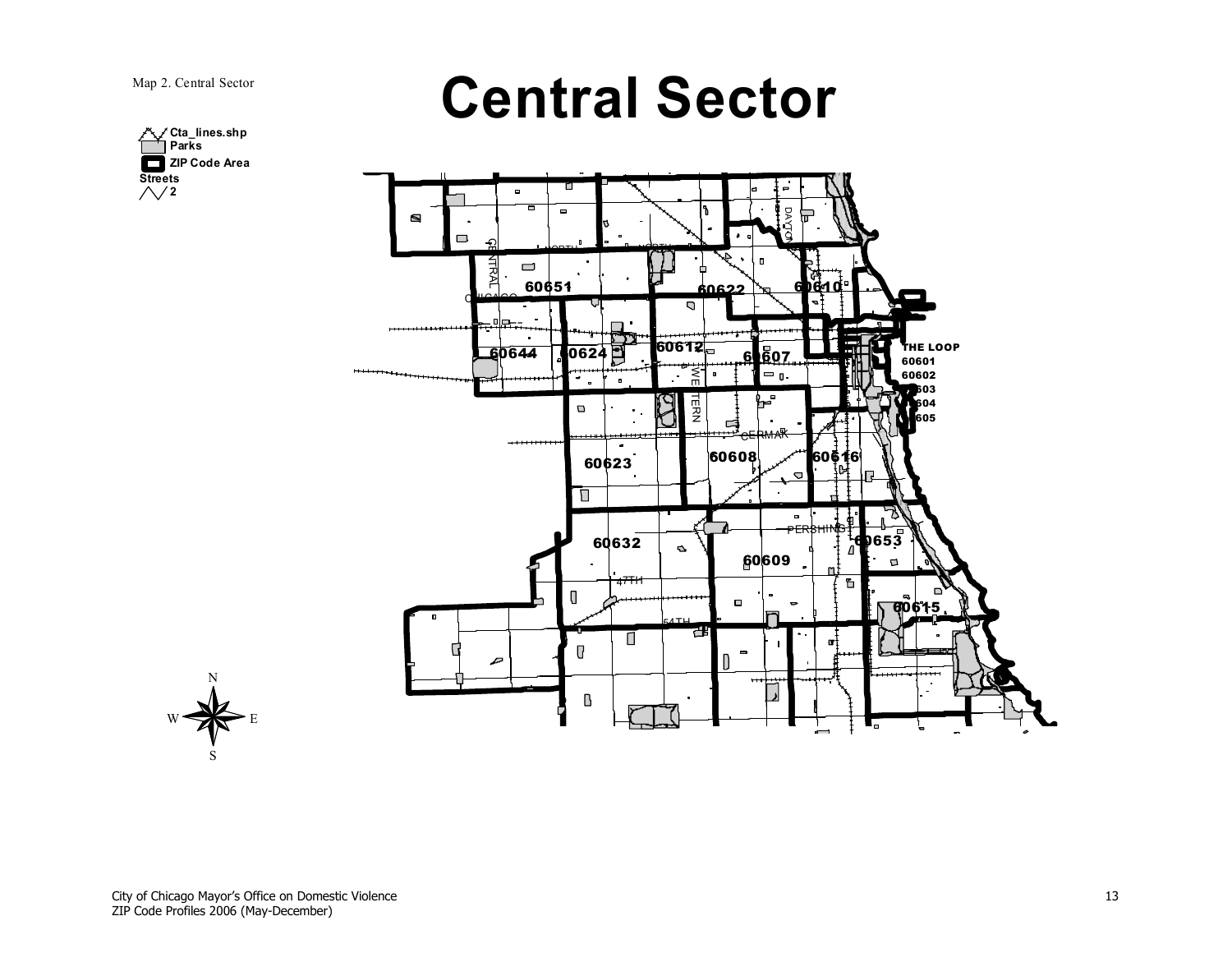Map 2. Central Sector

# Central Sector

Cta_lines.shp
Parks
ZIP Code Area
Streets
2

60651 60622 60610 60644 60624 60612 60607 THE LOOP 60601 60602 60603 60604 60605 60623 60608 60616 60632 60609 60653 60615

NORTH CENTRAL CHICAGO DAYTON WESTERN CERMAK PERSHING 47TH 54TH

N W E S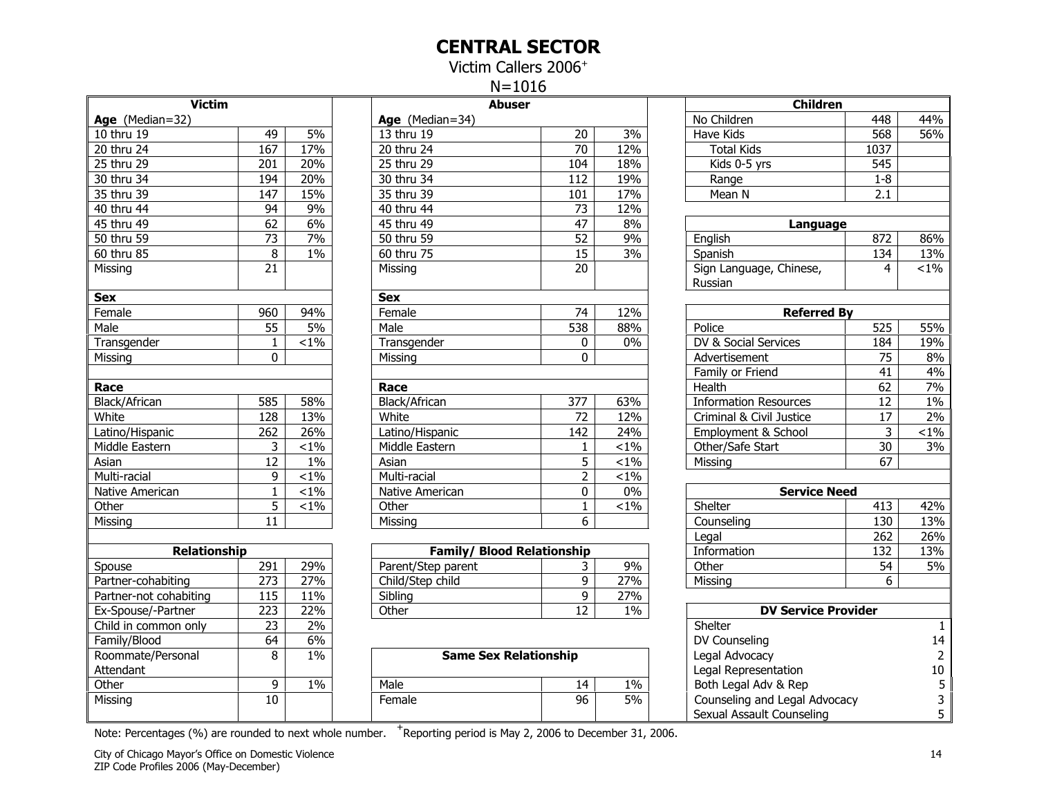# CENTRAL SECTOR

Victim Callers 2006+

N=1016

| Victim | | |
|---|---|---|
| **Age** (Median=32) | | |
| 10 thru 19 | 49 | 5% |
| 20 thru 24 | 167 | 17% |
| 25 thru 29 | 201 | 20% |
| 30 thru 34 | 194 | 20% |
| 35 thru 39 | 147 | 15% |
| 40 thru 44 | 94 | 9% |
| 45 thru 49 | 62 | 6% |
| 50 thru 59 | 73 | 7% |
| 60 thru 85 | 8 | 1% |
| Missing | 21 | |
| **Sex** | | |
| Female | 960 | 94% |
| Male | 55 | 5% |
| Transgender | 1 | <1% |
| Missing | 0 | |
| **Race** | | |
| Black/African | 585 | 58% |
| White | 128 | 13% |
| Latino/Hispanic | 262 | 26% |
| Middle Eastern | 3 | <1% |
| Asian | 12 | 1% |
| Multi-racial | 9 | <1% |
| Native American | 1 | <1% |
| Other | 5 | <1% |
| Missing | 11 | |

| Abuser | | |
|---|---|---|
| **Age** (Median=34) | | |
| 13 thru 19 | 20 | 3% |
| 20 thru 24 | 70 | 12% |
| 25 thru 29 | 104 | 18% |
| 30 thru 34 | 112 | 19% |
| 35 thru 39 | 101 | 17% |
| 40 thru 44 | 73 | 12% |
| 45 thru 49 | 47 | 8% |
| 50 thru 59 | 52 | 9% |
| 60 thru 75 | 15 | 3% |
| Missing | 20 | |
| **Sex** | | |
| Female | 74 | 12% |
| Male | 538 | 88% |
| Transgender | 0 | 0% |
| Missing | 0 | |
| **Race** | | |
| Black/African | 377 | 63% |
| White | 72 | 12% |
| Latino/Hispanic | 142 | 24% |
| Middle Eastern | 1 | <1% |
| Asian | 5 | <1% |
| Multi-racial | 2 | <1% |
| Native American | 0 | 0% |
| Other | 1 | <1% |
| Missing | 6 | |

| Children | | |
|---|---|---|
| No Children | 448 | 44% |
| Have Kids | 568 | 56% |
| Total Kids | 1037 | |
| Kids 0-5 yrs | 545 | |
| Range | 1-8 | |
| Mean N | 2.1 | |

| Language | | |
|---|---|---|
| English | 872 | 86% |
| Spanish | 134 | 13% |
| Sign Language, Chinese, Russian | 4 | <1% |

| Referred By | | |
|---|---|---|
| Police | 525 | 55% |
| DV & Social Services | 184 | 19% |
| Advertisement | 75 | 8% |
| Family or Friend | 41 | 4% |
| Health | 62 | 7% |
| Information Resources | 12 | 1% |
| Criminal & Civil Justice | 17 | 2% |
| Employment & School | 3 | <1% |
| Other/Safe Start | 30 | 3% |
| Missing | 67 | |

| Service Need | | |
|---|---|---|
| Shelter | 413 | 42% |
| Counseling | 130 | 13% |
| Legal | 262 | 26% |
| Information | 132 | 13% |
| Other | 54 | 5% |
| Missing | 6 | |

| Relationship | | |
|---|---|---|
| Spouse | 291 | 29% |
| Partner-cohabiting | 273 | 27% |
| Partner-not cohabiting | 115 | 11% |
| Ex-Spouse/-Partner | 223 | 22% |
| Child in common only | 23 | 2% |
| Family/Blood | 64 | 6% |
| Roommate/Personal Attendant | 8 | 1% |
| Other | 9 | 1% |
| Missing | 10 | |

| Family/ Blood Relationship | | |
|---|---|---|
| Parent/Step parent | 3 | 9% |
| Child/Step child | 9 | 27% |
| Sibling | 9 | 27% |
| Other | 12 | 1% |

| Same Sex Relationship | | |
|---|---|---|
| Male | 14 | 1% |
| Female | 96 | 5% |

| DV Service Provider | |
|---|---|
| Shelter | 1 |
| DV Counseling | 14 |
| Legal Advocacy | 2 |
| Legal Representation | 10 |
| Both Legal Adv & Rep | 5 |
| Counseling and Legal Advocacy | 3 |
| Sexual Assault Counseling | 5 |

Note: Percentages (%) are rounded to next whole number. +Reporting period is May 2, 2006 to December 31, 2006.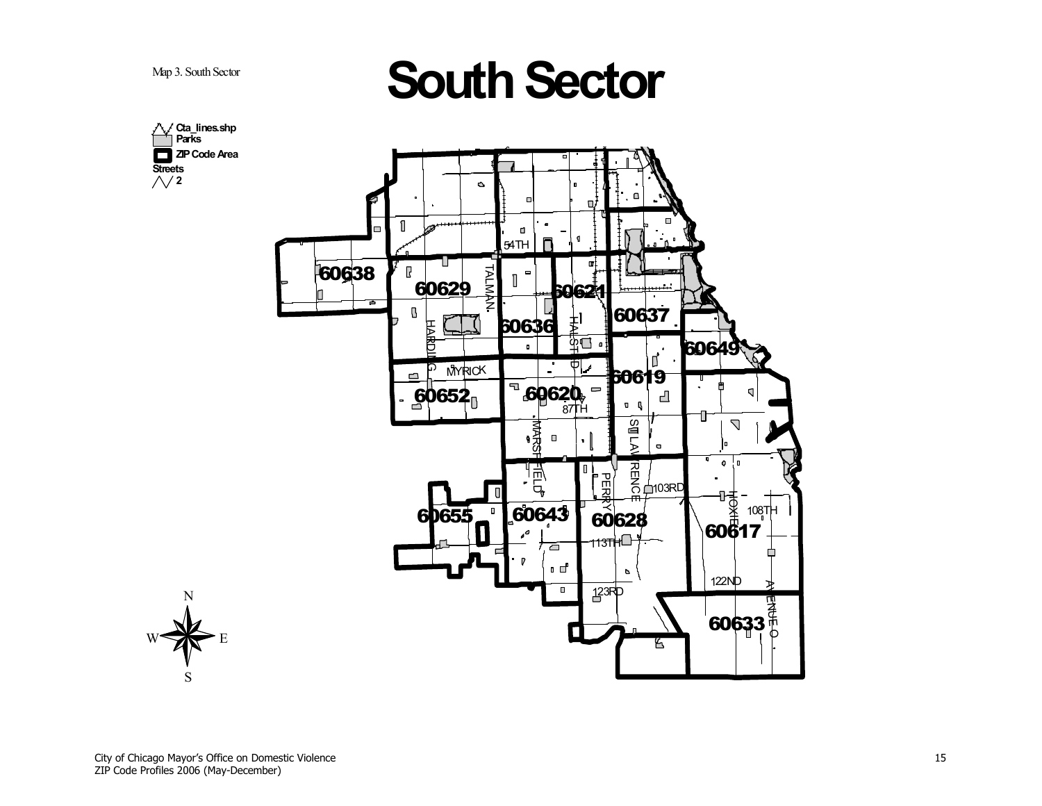Map 3. South Sector

# South Sector

Cta_lines.shp
Parks
ZIP Code Area
Streets
2

60638
60629
60621
60636
60637
60649
60619
60652
60620
60655
60643
60628
60617
60633

54TH
TALMAN
HARDING
MYRICK
HALSTED
87TH
MARSHFIELD
ST LAWRENCE
PERRY
103RD
HOXIE
108TH
113TH
122ND
123RD
AVENUE O

N
W
E
S

City of Chicago Mayor's Office on Domestic Violence
ZIP Code Profiles 2006 (May-December)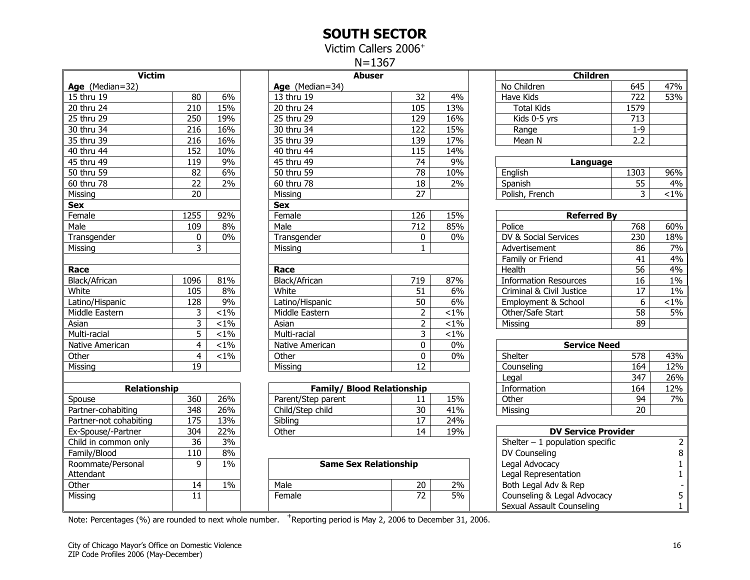# SOUTH SECTOR

Victim Callers 2006+

N=1367

## Victim

| Age (Median=32) | | |
|---|---|---|
| 15 thru 19 | 80 | 6% |
| 20 thru 24 | 210 | 15% |
| 25 thru 29 | 250 | 19% |
| 30 thru 34 | 216 | 16% |
| 35 thru 39 | 216 | 16% |
| 40 thru 44 | 152 | 10% |
| 45 thru 49 | 119 | 9% |
| 50 thru 59 | 82 | 6% |
| 60 thru 78 | 22 | 2% |
| Missing | 20 | |

| Sex | | |
|---|---|---|
| Female | 1255 | 92% |
| Male | 109 | 8% |
| Transgender | 0 | 0% |
| Missing | 3 | |

| Race | | |
|---|---|---|
| Black/African | 1096 | 81% |
| White | 105 | 8% |
| Latino/Hispanic | 128 | 9% |
| Middle Eastern | 3 | <1% |
| Asian | 3 | <1% |
| Multi-racial | 5 | <1% |
| Native American | 4 | <1% |
| Other | 4 | <1% |
| Missing | 19 | |

| Relationship | | |
|---|---|---|
| Spouse | 360 | 26% |
| Partner-cohabiting | 348 | 26% |
| Partner-not cohabiting | 175 | 13% |
| Ex-Spouse/-Partner | 304 | 22% |
| Child in common only | 36 | 3% |
| Family/Blood | 110 | 8% |
| Roommate/Personal Attendant | 9 | 1% |
| Other | 14 | 1% |
| Missing | 11 | |

## Abuser

| Age (Median=34) | | |
|---|---|---|
| 13 thru 19 | 32 | 4% |
| 20 thru 24 | 105 | 13% |
| 25 thru 29 | 129 | 16% |
| 30 thru 34 | 122 | 15% |
| 35 thru 39 | 139 | 17% |
| 40 thru 44 | 115 | 14% |
| 45 thru 49 | 74 | 9% |
| 50 thru 59 | 78 | 10% |
| 60 thru 78 | 18 | 2% |
| Missing | 27 | |

| Sex | | |
|---|---|---|
| Female | 126 | 15% |
| Male | 712 | 85% |
| Transgender | 0 | 0% |
| Missing | 1 | |

| Race | | |
|---|---|---|
| Black/African | 719 | 87% |
| White | 51 | 6% |
| Latino/Hispanic | 50 | 6% |
| Middle Eastern | 2 | <1% |
| Asian | 2 | <1% |
| Multi-racial | 3 | <1% |
| Native American | 0 | 0% |
| Other | 0 | 0% |
| Missing | 12 | |

| Family/ Blood Relationship | | |
|---|---|---|
| Parent/Step parent | 11 | 15% |
| Child/Step child | 30 | 41% |
| Sibling | 17 | 24% |
| Other | 14 | 19% |

| Same Sex Relationship | | |
|---|---|---|
| Male | 20 | 2% |
| Female | 72 | 5% |

## Children

| | | |
|---|---|---|
| No Children | 645 | 47% |
| Have Kids | 722 | 53% |
| Total Kids | 1579 | |
| Kids 0-5 yrs | 713 | |
| Range | 1-9 | |
| Mean N | 2.2 | |

| Language | | |
|---|---|---|
| English | 1303 | 96% |
| Spanish | 55 | 4% |
| Polish, French | 3 | <1% |

| Referred By | | |
|---|---|---|
| Police | 768 | 60% |
| DV & Social Services | 230 | 18% |
| Advertisement | 86 | 7% |
| Family or Friend | 41 | 4% |
| Health | 56 | 4% |
| Information Resources | 16 | 1% |
| Criminal & Civil Justice | 17 | 1% |
| Employment & School | 6 | <1% |
| Other/Safe Start | 58 | 5% |
| Missing | 89 | |

| Service Need | | |
|---|---|---|
| Shelter | 578 | 43% |
| Counseling | 164 | 12% |
| Legal | 347 | 26% |
| Information | 164 | 12% |
| Other | 94 | 7% |
| Missing | 20 | |

| DV Service Provider | |
|---|---|
| Shelter – 1 population specific | 2 |
| DV Counseling | 8 |
| Legal Advocacy | 1 |
| Legal Representation | 1 |
| Both Legal Adv & Rep | - |
| Counseling & Legal Advocacy | 5 |
| Sexual Assault Counseling | 1 |

Note: Percentages (%) are rounded to next whole number. +Reporting period is May 2, 2006 to December 31, 2006.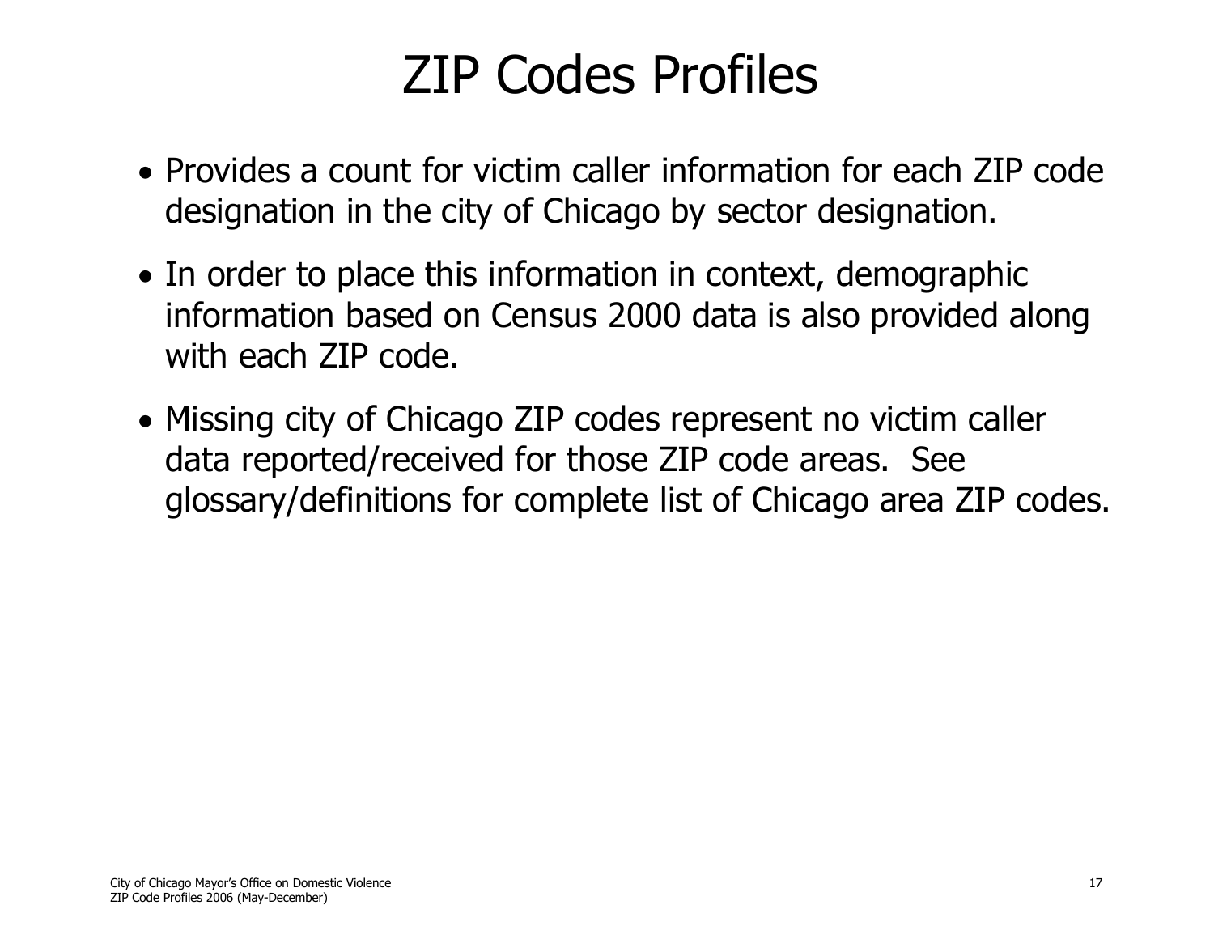# ZIP Codes Profiles

- Provides a count for victim caller information for each ZIP code designation in the city of Chicago by sector designation.
- In order to place this information in context, demographic information based on Census 2000 data is also provided along with each ZIP code.
- Missing city of Chicago ZIP codes represent no victim caller data reported/received for those ZIP code areas. See glossary/definitions for complete list of Chicago area ZIP codes.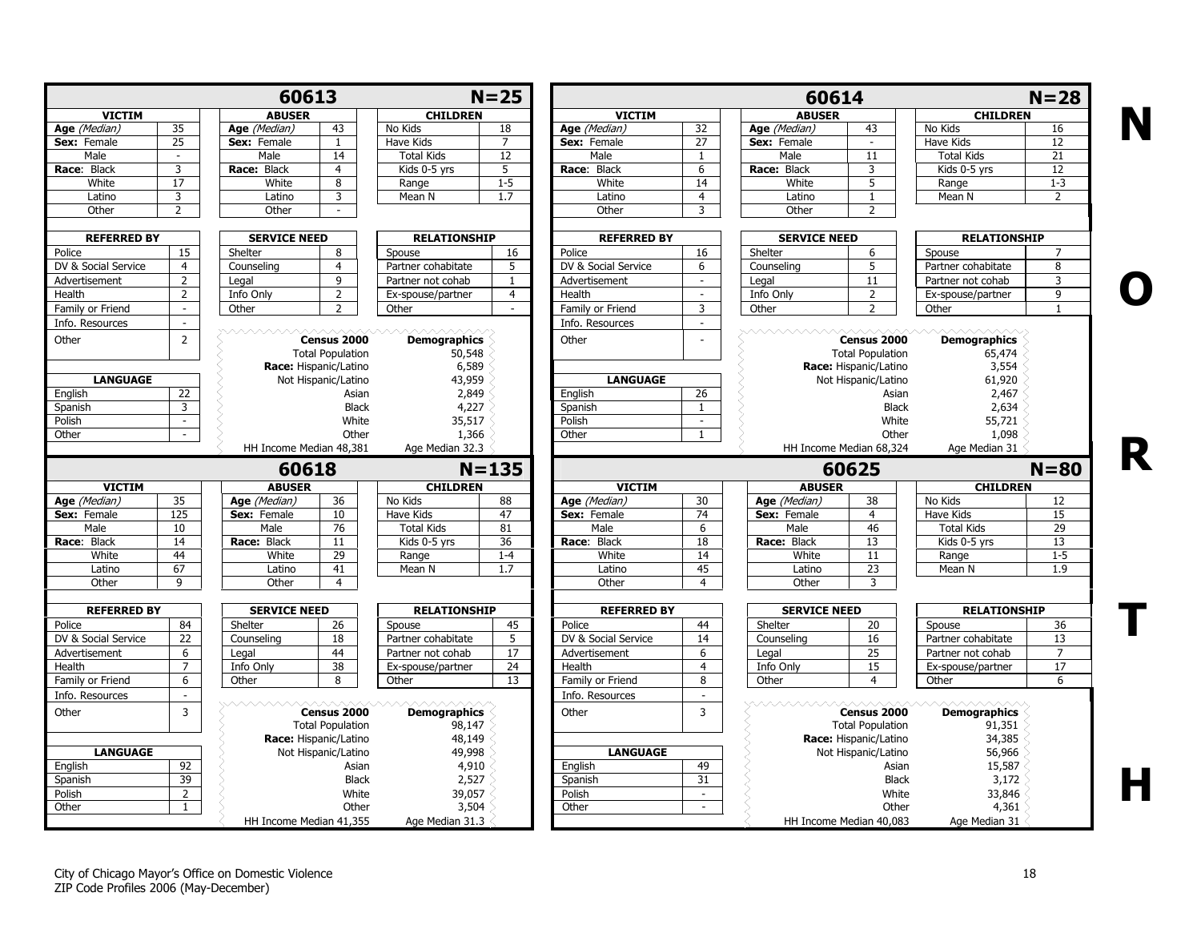## 60613 — N=25

| VICTIM | |
|---|---|
| Age (Median) | 35 |
| Sex: Female | 25 |
| Male | - |
| Race: Black | 3 |
| White | 17 |
| Latino | 3 |
| Other | 2 |

| ABUSER | |
|---|---|
| Age (Median) | 43 |
| Sex: Female | 1 |
| Male | 14 |
| Race: Black | 4 |
| White | 8 |
| Latino | 3 |
| Other | - |

| CHILDREN | |
|---|---|
| No Kids | 18 |
| Have Kids | 7 |
| Total Kids | 12 |
| Kids 0-5 yrs | 5 |
| Range | 1-5 |
| Mean N | 1.7 |

| REFERRED BY | |
|---|---|
| Police | 15 |
| DV & Social Service | 4 |
| Advertisement | 2 |
| Health | 2 |
| Family or Friend | - |
| Info. Resources | - |
| Other | 2 |

| SERVICE NEED | |
|---|---|
| Shelter | 8 |
| Counseling | 4 |
| Legal | 9 |
| Info Only | 2 |
| Other | 2 |

| RELATIONSHIP | |
|---|---|
| Spouse | 16 |
| Partner cohabitate | 5 |
| Partner not cohab | 1 |
| Ex-spouse/partner | 4 |
| Other | - |

| LANGUAGE | |
|---|---|
| English | 22 |
| Spanish | 3 |
| Polish | - |
| Other | - |

| Census 2000 | Demographics |
|---|---|
| Total Population | 50,548 |
| Race: Hispanic/Latino | 6,589 |
| Not Hispanic/Latino | 43,959 |
| Asian | 2,849 |
| Black | 4,227 |
| White | 35,517 |
| Other | 1,366 |
| HH Income Median 48,381 | Age Median 32.3 |

## 60614 — N=28

| VICTIM | |
|---|---|
| Age (Median) | 32 |
| Sex: Female | 27 |
| Male | 1 |
| Race: Black | 6 |
| White | 14 |
| Latino | 4 |
| Other | 3 |

| ABUSER | |
|---|---|
| Age (Median) | 43 |
| Sex: Female | - |
| Male | 11 |
| Race: Black | 3 |
| White | 5 |
| Latino | 1 |
| Other | 2 |

| CHILDREN | |
|---|---|
| No Kids | 16 |
| Have Kids | 12 |
| Total Kids | 21 |
| Kids 0-5 yrs | 12 |
| Range | 1-3 |
| Mean N | 2 |

| REFERRED BY | |
|---|---|
| Police | 16 |
| DV & Social Service | 6 |
| Advertisement | - |
| Health | - |
| Family or Friend | 3 |
| Info. Resources | - |
| Other | - |

| SERVICE NEED | |
|---|---|
| Shelter | 6 |
| Counseling | 5 |
| Legal | 11 |
| Info Only | 2 |
| Other | 2 |

| RELATIONSHIP | |
|---|---|
| Spouse | 7 |
| Partner cohabitate | 8 |
| Partner not cohab | 3 |
| Ex-spouse/partner | 9 |
| Other | 1 |

| LANGUAGE | |
|---|---|
| English | 26 |
| Spanish | 1 |
| Polish | - |
| Other | 1 |

| Census 2000 | Demographics |
|---|---|
| Total Population | 65,474 |
| Race: Hispanic/Latino | 3,554 |
| Not Hispanic/Latino | 61,920 |
| Asian | 2,467 |
| Black | 2,634 |
| White | 55,721 |
| Other | 1,098 |
| HH Income Median 68,324 | Age Median 31 |

## 60618 — N=135

| VICTIM | |
|---|---|
| Age (Median) | 35 |
| Sex: Female | 125 |
| Male | 10 |
| Race: Black | 14 |
| White | 44 |
| Latino | 67 |
| Other | 9 |

| ABUSER | |
|---|---|
| Age (Median) | 36 |
| Sex: Female | 10 |
| Male | 76 |
| Race: Black | 11 |
| White | 29 |
| Latino | 41 |
| Other | 4 |

| CHILDREN | |
|---|---|
| No Kids | 88 |
| Have Kids | 47 |
| Total Kids | 81 |
| Kids 0-5 yrs | 36 |
| Range | 1-4 |
| Mean N | 1.7 |

| REFERRED BY | |
|---|---|
| Police | 84 |
| DV & Social Service | 22 |
| Advertisement | 6 |
| Health | 7 |
| Family or Friend | 6 |
| Info. Resources | - |
| Other | 3 |

| SERVICE NEED | |
|---|---|
| Shelter | 26 |
| Counseling | 18 |
| Legal | 44 |
| Info Only | 38 |
| Other | 8 |

| RELATIONSHIP | |
|---|---|
| Spouse | 45 |
| Partner cohabitate | 5 |
| Partner not cohab | 17 |
| Ex-spouse/partner | 24 |
| Other | 13 |

| LANGUAGE | |
|---|---|
| English | 92 |
| Spanish | 39 |
| Polish | 2 |
| Other | 1 |

| Census 2000 | Demographics |
|---|---|
| Total Population | 98,147 |
| Race: Hispanic/Latino | 48,149 |
| Not Hispanic/Latino | 49,998 |
| Asian | 4,910 |
| Black | 2,527 |
| White | 39,057 |
| Other | 3,504 |
| HH Income Median 41,355 | Age Median 31.3 |

## 60625 — N=80

| VICTIM | |
|---|---|
| Age (Median) | 30 |
| Sex: Female | 74 |
| Male | 6 |
| Race: Black | 18 |
| White | 14 |
| Latino | 45 |
| Other | 4 |

| ABUSER | |
|---|---|
| Age (Median) | 38 |
| Sex: Female | 4 |
| Male | 46 |
| Race: Black | 13 |
| White | 11 |
| Latino | 23 |
| Other | 3 |

| CHILDREN | |
|---|---|
| No Kids | 12 |
| Have Kids | 15 |
| Total Kids | 29 |
| Kids 0-5 yrs | 13 |
| Range | 1-5 |
| Mean N | 1.9 |

| REFERRED BY | |
|---|---|
| Police | 44 |
| DV & Social Service | 14 |
| Advertisement | 6 |
| Health | 4 |
| Family or Friend | 8 |
| Info. Resources | - |
| Other | 3 |

| SERVICE NEED | |
|---|---|
| Shelter | 20 |
| Counseling | 16 |
| Legal | 25 |
| Info Only | 15 |
| Other | 4 |

| RELATIONSHIP | |
|---|---|
| Spouse | 36 |
| Partner cohabitate | 13 |
| Partner not cohab | 7 |
| Ex-spouse/partner | 17 |
| Other | 6 |

| LANGUAGE | |
|---|---|
| English | 49 |
| Spanish | 31 |
| Polish | - |
| Other | - |

| Census 2000 | Demographics |
|---|---|
| Total Population | 91,351 |
| Race: Hispanic/Latino | 34,385 |
| Not Hispanic/Latino | 56,966 |
| Asian | 15,587 |
| Black | 3,172 |
| White | 33,846 |
| Other | 4,361 |
| HH Income Median 40,083 | Age Median 31 |

NORTH

City of Chicago Mayor's Office on Domestic Violence
ZIP Code Profiles 2006 (May-December)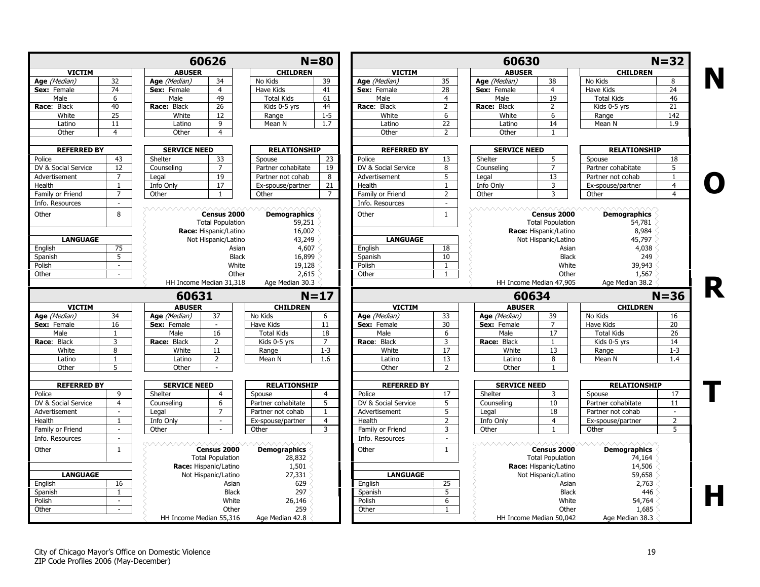## 60626 — N=80

| VICTIM | | ABUSER | | CHILDREN | |
|---|---|---|---|---|---|
| Age (Median) | 32 | Age (Median) | 34 | No Kids | 39 |
| Sex: Female | 74 | Sex: Female | 4 | Have Kids | 41 |
| Male | 6 | Male | 49 | Total Kids | 61 |
| Race: Black | 40 | Race: Black | 26 | Kids 0-5 yrs | 44 |
| White | 25 | White | 12 | Range | 1-5 |
| Latino | 11 | Latino | 9 | Mean N | 1.7 |
| Other | 4 | Other | 4 | | |

| REFERRED BY | | SERVICE NEED | | RELATIONSHIP | |
|---|---|---|---|---|---|
| Police | 43 | Shelter | 33 | Spouse | 23 |
| DV & Social Service | 12 | Counseling | 7 | Partner cohabitate | 19 |
| Advertisement | 7 | Legal | 19 | Partner not cohab | 8 |
| Health | 1 | Info Only | 17 | Ex-spouse/partner | 21 |
| Family or Friend | 7 | Other | 1 | Other | 7 |
| Info. Resources | - | | | | |
| Other | 8 | | | | |

| LANGUAGE | |
|---|---|
| English | 75 |
| Spanish | 5 |
| Polish | - |
| Other | - |

| Census 2000 | Demographics |
|---|---|
| Total Population | 59,251 |
| Race: Hispanic/Latino | 16,002 |
| Not Hispanic/Latino | 43,249 |
| Asian | 4,607 |
| Black | 16,899 |
| White | 19,128 |
| Other | 2,615 |
| HH Income Median 31,318 | Age Median 30.3 |

## 60630 — N=32

| VICTIM | | ABUSER | | CHILDREN | |
|---|---|---|---|---|---|
| Age (Median) | 35 | Age (Median) | 38 | No Kids | 8 |
| Sex: Female | 28 | Sex: Female | 4 | Have Kids | 24 |
| Male | 4 | Male | 19 | Total Kids | 46 |
| Race: Black | 2 | Race: Black | 2 | Kids 0-5 yrs | 21 |
| White | 6 | White | 6 | Range | 142 |
| Latino | 22 | Latino | 14 | Mean N | 1.9 |
| Other | 2 | Other | 1 | | |

| REFERRED BY | | SERVICE NEED | | RELATIONSHIP | |
|---|---|---|---|---|---|
| Police | 13 | Shelter | 5 | Spouse | 18 |
| DV & Social Service | 8 | Counseling | 7 | Partner cohabitate | 5 |
| Advertisement | 5 | Legal | 13 | Partner not cohab | 1 |
| Health | 1 | Info Only | 3 | Ex-spouse/partner | 4 |
| Family or Friend | 2 | Other | 3 | Other | 4 |
| Info. Resources | - | | | | |
| Other | 1 | | | | |

| LANGUAGE | |
|---|---|
| English | 18 |
| Spanish | 10 |
| Polish | 1 |
| Other | 1 |

| Census 2000 | Demographics |
|---|---|
| Total Population | 54,781 |
| Race: Hispanic/Latino | 8,984 |
| Not Hispanic/Latino | 45,797 |
| Asian | 4,038 |
| Black | 249 |
| White | 39,943 |
| Other | 1,567 |
| HH Income Median 47,905 | Age Median 38.2 |

## 60631 — N=17

| VICTIM | | ABUSER | | CHILDREN | |
|---|---|---|---|---|---|
| Age (Median) | 34 | Age (Median) | 37 | No Kids | 6 |
| Sex: Female | 16 | Sex: Female | - | Have Kids | 11 |
| Male | 1 | Male | 16 | Total Kids | 18 |
| Race: Black | 3 | Race: Black | 2 | Kids 0-5 yrs | 7 |
| White | 8 | White | 11 | Range | 1-3 |
| Latino | 1 | Latino | 2 | Mean N | 1.6 |
| Other | 5 | Other | - | | |

| REFERRED BY | | SERVICE NEED | | RELATIONSHIP | |
|---|---|---|---|---|---|
| Police | 9 | Shelter | 4 | Spouse | 4 |
| DV & Social Service | 4 | Counseling | 6 | Partner cohabitate | 5 |
| Advertisement | - | Legal | 7 | Partner not cohab | 1 |
| Health | 1 | Info Only | - | Ex-spouse/partner | 4 |
| Family or Friend | - | Other | - | Other | 3 |
| Info. Resources | - | | | | |
| Other | 1 | | | | |

| LANGUAGE | |
|---|---|
| English | 16 |
| Spanish | 1 |
| Polish | - |
| Other | - |

| Census 2000 | Demographics |
|---|---|
| Total Population | 28,832 |
| Race: Hispanic/Latino | 1,501 |
| Not Hispanic/Latino | 27,331 |
| Asian | 629 |
| Black | 297 |
| White | 26,146 |
| Other | 259 |
| HH Income Median 55,316 | Age Median 42.8 |

## 60634 — N=36

| VICTIM | | ABUSER | | CHILDREN | |
|---|---|---|---|---|---|
| Age (Median) | 33 | Age (Median) | 39 | No Kids | 16 |
| Sex: Female | 30 | Sex: Female | 7 | Have Kids | 20 |
| Male | 6 | Male | 17 | Total Kids | 26 |
| Race: Black | 3 | Race: Black | 1 | Kids 0-5 yrs | 14 |
| White | 17 | White | 13 | Range | 1-3 |
| Latino | 13 | Latino | 8 | Mean N | 1.4 |
| Other | 2 | Other | 1 | | |

| REFERRED BY | | SERVICE NEED | | RELATIONSHIP | |
|---|---|---|---|---|---|
| Police | 17 | Shelter | 3 | Spouse | 17 |
| DV & Social Service | 5 | Counseling | 10 | Partner cohabitate | 11 |
| Advertisement | 5 | Legal | 18 | Partner not cohab | - |
| Health | 2 | Info Only | 4 | Ex-spouse/partner | 2 |
| Family or Friend | 3 | Other | 1 | Other | 5 |
| Info. Resources | - | | | | |
| Other | 1 | | | | |

| LANGUAGE | |
|---|---|
| English | 25 |
| Spanish | 5 |
| Polish | 6 |
| Other | 1 |

| Census 2000 | Demographics |
|---|---|
| Total Population | 74,164 |
| Race: Hispanic/Latino | 14,506 |
| Not Hispanic/Latino | 59,658 |
| Asian | 2,763 |
| Black | 446 |
| White | 54,764 |
| Other | 1,685 |
| HH Income Median 50,042 | Age Median 38.3 |

NORTH

City of Chicago Mayor's Office on Domestic Violence
ZIP Code Profiles 2006 (May-December)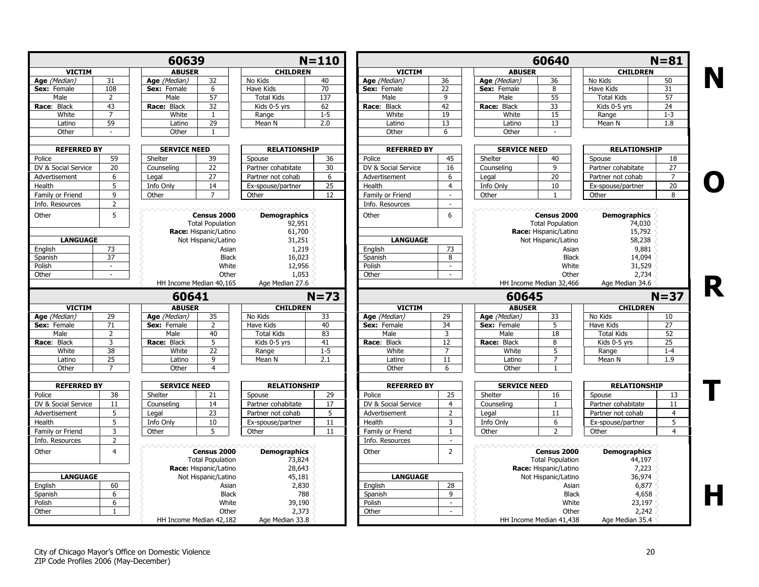## NORTH

### 60639 (N=110)

| VICTIM | | ABUSER | | CHILDREN | |
|---|---|---|---|---|---|
| *Age (Median)* | 31 | *Age (Median)* | 32 | No Kids | 40 |
| **Sex:** Female | 108 | **Sex:** Female | 6 | Have Kids | 70 |
| Male | 2 | Male | 57 | Total Kids | 137 |
| **Race:** Black | 43 | **Race:** Black | 32 | Kids 0-5 yrs | 62 |
| White | 7 | White | 1 | Range | 1-5 |
| Latino | 59 | Latino | 29 | Mean N | 2.0 |
| Other | - | Other | 1 | | |

| REFERRED BY | | SERVICE NEED | | RELATIONSHIP | |
|---|---|---|---|---|---|
| Police | 59 | Shelter | 39 | Spouse | 36 |
| DV & Social Service | 20 | Counseling | 22 | Partner cohabitate | 30 |
| Advertisement | 6 | Legal | 27 | Partner not cohab | 6 |
| Health | 5 | Info Only | 14 | Ex-spouse/partner | 25 |
| Family or Friend | 9 | Other | 7 | Other | 12 |
| Info. Resources | 2 | | | | |
| Other | 5 | | | | |

| LANGUAGE | |
|---|---|
| English | 73 |
| Spanish | 37 |
| Polish | - |
| Other | - |

| Census 2000 | Demographics |
|---|---|
| Total Population | 92,951 |
| Race: Hispanic/Latino | 61,700 |
| Not Hispanic/Latino | 31,251 |
| Asian | 1,219 |
| Black | 16,023 |
| White | 12,956 |
| Other | 1,053 |
| HH Income Median 40,165 | Age Median 27.6 |

### 60640 (N=81)

| VICTIM | | ABUSER | | CHILDREN | |
|---|---|---|---|---|---|
| *Age (Median)* | 36 | *Age (Median)* | 36 | No Kids | 50 |
| **Sex:** Female | 22 | **Sex:** Female | 8 | Have Kids | 31 |
| Male | 9 | Male | 55 | Total Kids | 57 |
| **Race:** Black | 42 | **Race:** Black | 33 | Kids 0-5 yrs | 24 |
| White | 19 | White | 15 | Range | 1-3 |
| Latino | 13 | Latino | 13 | Mean N | 1.8 |
| Other | 6 | Other | - | | |

| REFERRED BY | | SERVICE NEED | | RELATIONSHIP | |
|---|---|---|---|---|---|
| Police | 45 | Shelter | 40 | Spouse | 18 |
| DV & Social Service | 16 | Counseling | 9 | Partner cohabitate | 27 |
| Advertisement | 6 | Legal | 20 | Partner not cohab | 7 |
| Health | 4 | Info Only | 10 | Ex-spouse/partner | 20 |
| Family or Friend | - | Other | 1 | Other | 8 |
| Info. Resources | - | | | | |
| Other | 6 | | | | |

| LANGUAGE | |
|---|---|
| English | 73 |
| Spanish | 8 |
| Polish | - |
| Other | - |

| Census 2000 | Demographics |
|---|---|
| Total Population | 74,030 |
| Race: Hispanic/Latino | 15,792 |
| Not Hispanic/Latino | 58,238 |
| Asian | 9,881 |
| Black | 14,094 |
| White | 31,529 |
| Other | 2,734 |
| HH Income Median 32,466 | Age Median 34.6 |

### 60641 (N=73)

| VICTIM | | ABUSER | | CHILDREN | |
|---|---|---|---|---|---|
| *Age (Median)* | 29 | *Age (Median)* | 35 | No Kids | 33 |
| **Sex:** Female | 71 | **Sex:** Female | 2 | Have Kids | 40 |
| Male | 2 | Male | 40 | Total Kids | 83 |
| **Race:** Black | 3 | **Race:** Black | 5 | Kids 0-5 yrs | 41 |
| White | 38 | White | 22 | Range | 1-5 |
| Latino | 25 | Latino | 9 | Mean N | 2.1 |
| Other | 7 | Other | 4 | | |

| REFERRED BY | | SERVICE NEED | | RELATIONSHIP | |
|---|---|---|---|---|---|
| Police | 38 | Shelter | 21 | Spouse | 29 |
| DV & Social Service | 11 | Counseling | 14 | Partner cohabitate | 17 |
| Advertisement | 5 | Legal | 23 | Partner not cohab | 5 |
| Health | 5 | Info Only | 10 | Ex-spouse/partner | 11 |
| Family or Friend | 3 | Other | 5 | Other | 11 |
| Info. Resources | 2 | | | | |
| Other | 4 | | | | |

| LANGUAGE | |
|---|---|
| English | 60 |
| Spanish | 6 |
| Polish | 6 |
| Other | 1 |

| Census 2000 | Demographics |
|---|---|
| Total Population | 73,824 |
| Race: Hispanic/Latino | 28,643 |
| Not Hispanic/Latino | 45,181 |
| Asian | 2,830 |
| Black | 788 |
| White | 39,190 |
| Other | 2,373 |
| HH Income Median 42,182 | Age Median 33.8 |

### 60645 (N=37)

| VICTIM | | ABUSER | | CHILDREN | |
|---|---|---|---|---|---|
| *Age (Median)* | 29 | *Age (Median)* | 33 | No Kids | 10 |
| **Sex:** Female | 34 | **Sex:** Female | 5 | Have Kids | 27 |
| Male | 3 | Male | 18 | Total Kids | 52 |
| **Race:** Black | 12 | **Race:** Black | 8 | Kids 0-5 yrs | 25 |
| White | 7 | White | 5 | Range | 1-4 |
| Latino | 11 | Latino | 7 | Mean N | 1.9 |
| Other | 6 | Other | 1 | | |

| REFERRED BY | | SERVICE NEED | | RELATIONSHIP | |
|---|---|---|---|---|---|
| Police | 25 | Shelter | 16 | Spouse | 13 |
| DV & Social Service | 4 | Counseling | 1 | Partner cohabitate | 11 |
| Advertisement | 2 | Legal | 11 | Partner not cohab | 4 |
| Health | 3 | Info Only | 6 | Ex-spouse/partner | 5 |
| Family or Friend | 1 | Other | 2 | Other | 4 |
| Info. Resources | - | | | | |
| Other | 2 | | | | |

| LANGUAGE | |
|---|---|
| English | 28 |
| Spanish | 9 |
| Polish | - |
| Other | - |

| Census 2000 | Demographics |
|---|---|
| Total Population | 44,197 |
| Race: Hispanic/Latino | 7,223 |
| Not Hispanic/Latino | 36,974 |
| Asian | 6,877 |
| Black | 4,658 |
| White | 23,197 |
| Other | 2,242 |
| HH Income Median 41,438 | Age Median 35.4 |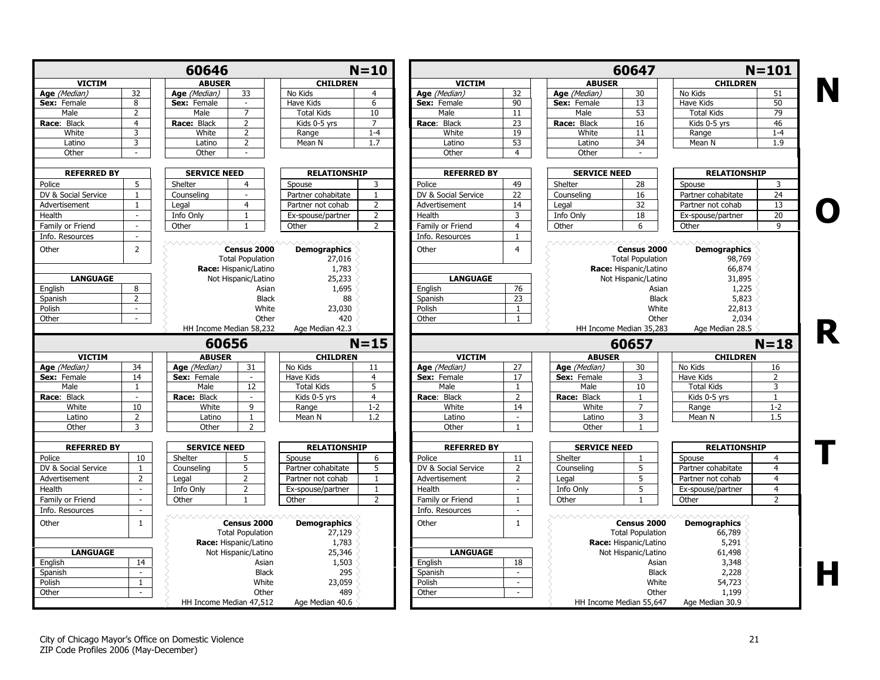## 60646 — N=10

| VICTIM | | ABUSER | | CHILDREN | |
|---|---|---|---|---|---|
| *Age (Median)* | 32 | *Age (Median)* | 33 | No Kids | 4 |
| **Sex:** Female | 8 | **Sex:** Female | - | Have Kids | 6 |
| Male | 2 | Male | 7 | Total Kids | 10 |
| **Race:** Black | 4 | **Race:** Black | 2 | Kids 0-5 yrs | 7 |
| White | 3 | White | 2 | Range | 1-4 |
| Latino | 3 | Latino | 2 | Mean N | 1.7 |
| Other | - | Other | - | | |

| REFERRED BY | | SERVICE NEED | | RELATIONSHIP | |
|---|---|---|---|---|---|
| Police | 5 | Shelter | 4 | Spouse | 3 |
| DV & Social Service | 1 | Counseling | - | Partner cohabitate | 1 |
| Advertisement | 1 | Legal | 4 | Partner not cohab | 2 |
| Health | - | Info Only | 1 | Ex-spouse/partner | 2 |
| Family or Friend | - | Other | 1 | Other | 2 |
| Info. Resources | - | | | | |
| Other | 2 | | | | |

| LANGUAGE | |
|---|---|
| English | 8 |
| Spanish | 2 |
| Polish | - |
| Other | - |

| Census 2000 | Demographics |
|---|---|
| Total Population | 27,016 |
| Race: Hispanic/Latino | 1,783 |
| Not Hispanic/Latino | 25,233 |
| Asian | 1,695 |
| Black | 88 |
| White | 23,030 |
| Other | 420 |
| HH Income Median 58,232 | Age Median 42.3 |

## 60647 — N=101

| VICTIM | | ABUSER | | CHILDREN | |
|---|---|---|---|---|---|
| *Age (Median)* | 32 | *Age (Median)* | 30 | No Kids | 51 |
| **Sex:** Female | 90 | **Sex:** Female | 13 | Have Kids | 50 |
| Male | 11 | Male | 53 | Total Kids | 79 |
| **Race:** Black | 23 | **Race:** Black | 16 | Kids 0-5 yrs | 46 |
| White | 19 | White | 11 | Range | 1-4 |
| Latino | 53 | Latino | 34 | Mean N | 1.9 |
| Other | 4 | Other | - | | |

| REFERRED BY | | SERVICE NEED | | RELATIONSHIP | |
|---|---|---|---|---|---|
| Police | 49 | Shelter | 28 | Spouse | 3 |
| DV & Social Service | 22 | Counseling | 16 | Partner cohabitate | 24 |
| Advertisement | 14 | Legal | 32 | Partner not cohab | 13 |
| Health | 3 | Info Only | 18 | Ex-spouse/partner | 20 |
| Family or Friend | 4 | Other | 6 | Other | 9 |
| Info. Resources | 1 | | | | |
| Other | 4 | | | | |

| LANGUAGE | |
|---|---|
| English | 76 |
| Spanish | 23 |
| Polish | 1 |
| Other | 1 |

| Census 2000 | Demographics |
|---|---|
| Total Population | 98,769 |
| Race: Hispanic/Latino | 66,874 |
| Not Hispanic/Latino | 31,895 |
| Asian | 1,225 |
| Black | 5,823 |
| White | 22,813 |
| Other | 2,034 |
| HH Income Median 35,283 | Age Median 28.5 |

## 60656 — N=15

| VICTIM | | ABUSER | | CHILDREN | |
|---|---|---|---|---|---|
| *Age (Median)* | 34 | *Age (Median)* | 31 | No Kids | 11 |
| **Sex:** Female | 14 | **Sex:** Female | - | Have Kids | 4 |
| Male | 1 | Male | 12 | Total Kids | 5 |
| **Race:** Black | - | **Race:** Black | - | Kids 0-5 yrs | 4 |
| White | 10 | White | 9 | Range | 1-2 |
| Latino | 2 | Latino | 1 | Mean N | 1.2 |
| Other | 3 | Other | 2 | | |

| REFERRED BY | | SERVICE NEED | | RELATIONSHIP | |
|---|---|---|---|---|---|
| Police | 10 | Shelter | 5 | Spouse | 6 |
| DV & Social Service | 1 | Counseling | 5 | Partner cohabitate | 5 |
| Advertisement | 2 | Legal | 2 | Partner not cohab | 1 |
| Health | - | Info Only | 2 | Ex-spouse/partner | 1 |
| Family or Friend | - | Other | 1 | Other | 2 |
| Info. Resources | - | | | | |
| Other | 1 | | | | |

| LANGUAGE | |
|---|---|
| English | 14 |
| Spanish | - |
| Polish | 1 |
| Other | - |

| Census 2000 | Demographics |
|---|---|
| Total Population | 27,129 |
| Race: Hispanic/Latino | 1,783 |
| Not Hispanic/Latino | 25,346 |
| Asian | 1,503 |
| Black | 295 |
| White | 23,059 |
| Other | 489 |
| HH Income Median 47,512 | Age Median 40.6 |

## 60657 — N=18

| VICTIM | | ABUSER | | CHILDREN | |
|---|---|---|---|---|---|
| *Age (Median)* | 27 | *Age (Median)* | 30 | No Kids | 16 |
| **Sex:** Female | 17 | **Sex:** Female | 3 | Have Kids | 2 |
| Male | 1 | Male | 10 | Total Kids | 3 |
| **Race:** Black | 2 | **Race:** Black | 1 | Kids 0-5 yrs | 1 |
| White | 14 | White | 7 | Range | 1-2 |
| Latino | - | Latino | 3 | Mean N | 1.5 |
| Other | 1 | Other | 1 | | |

| REFERRED BY | | SERVICE NEED | | RELATIONSHIP | |
|---|---|---|---|---|---|
| Police | 11 | Shelter | 1 | Spouse | 4 |
| DV & Social Service | 2 | Counseling | 5 | Partner cohabitate | 4 |
| Advertisement | 2 | Legal | 5 | Partner not cohab | 4 |
| Health | - | Info Only | 5 | Ex-spouse/partner | 4 |
| Family or Friend | 1 | Other | 1 | Other | 2 |
| Info. Resources | - | | | | |
| Other | 1 | | | | |

| LANGUAGE | |
|---|---|
| English | 18 |
| Spanish | - |
| Polish | - |
| Other | - |

| Census 2000 | Demographics |
|---|---|
| Total Population | 66,789 |
| Race: Hispanic/Latino | 5,291 |
| Not Hispanic/Latino | 61,498 |
| Asian | 3,348 |
| Black | 2,228 |
| White | 54,723 |
| Other | 1,199 |
| HH Income Median 55,647 | Age Median 30.9 |

NORTH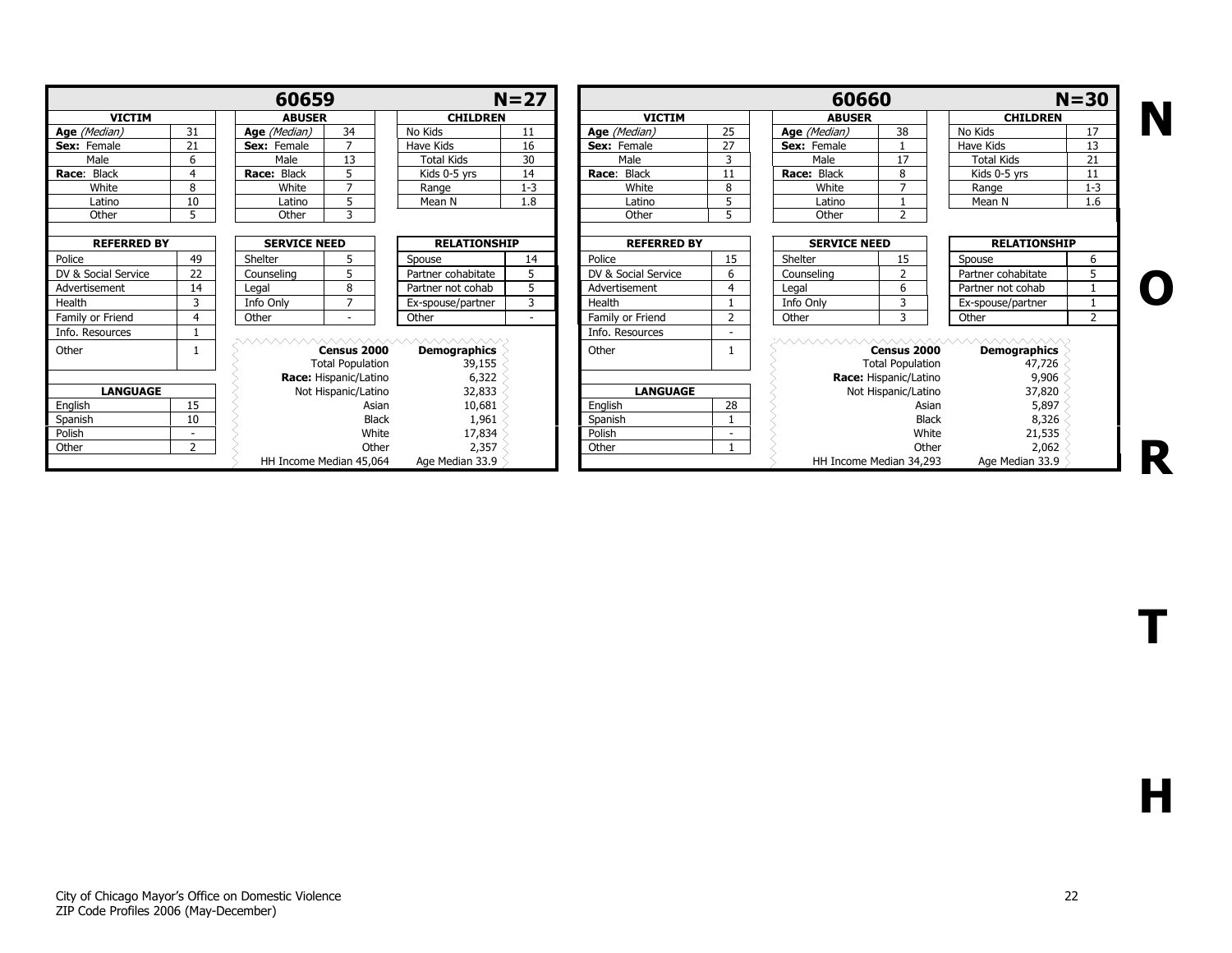## 60659 N=27

| VICTIM | |
|---|---|
| Age *(Median)* | 31 |
| **Sex:** Female | 21 |
| Male | 6 |
| **Race**: Black | 4 |
| White | 8 |
| Latino | 10 |
| Other | 5 |

| ABUSER | |
|---|---|
| **Age** *(Median)* | 34 |
| **Sex:** Female | 7 |
| Male | 13 |
| **Race:** Black | 5 |
| White | 7 |
| Latino | 5 |
| Other | 3 |

| CHILDREN | |
|---|---|
| No Kids | 11 |
| Have Kids | 16 |
| Total Kids | 30 |
| Kids 0-5 yrs | 14 |
| Range | 1-3 |
| Mean N | 1.8 |

| REFERRED BY | |
|---|---|
| Police | 49 |
| DV & Social Service | 22 |
| Advertisement | 14 |
| Health | 3 |
| Family or Friend | 4 |
| Info. Resources | 1 |
| Other | 1 |

| SERVICE NEED | |
|---|---|
| Shelter | 5 |
| Counseling | 5 |
| Legal | 8 |
| Info Only | 7 |
| Other | - |

| RELATIONSHIP | |
|---|---|
| Spouse | 14 |
| Partner cohabitate | 5 |
| Partner not cohab | 5 |
| Ex-spouse/partner | 3 |
| Other | - |

| LANGUAGE | |
|---|---|
| English | 15 |
| Spanish | 10 |
| Polish | - |
| Other | 2 |

| Census 2000 | Demographics |
|---|---|
| Total Population | 39,155 |
| **Race:** Hispanic/Latino | 6,322 |
| Not Hispanic/Latino | 32,833 |
| Asian | 10,681 |
| Black | 1,961 |
| White | 17,834 |
| Other | 2,357 |
| HH Income Median 45,064 | Age Median 33.9 |

## 60660 N=30

| VICTIM | |
|---|---|
| **Age** *(Median)* | 25 |
| **Sex:** Female | 27 |
| Male | 3 |
| **Race**: Black | 11 |
| White | 8 |
| Latino | 5 |
| Other | 5 |

| ABUSER | |
|---|---|
| **Age** *(Median)* | 38 |
| **Sex:** Female | 1 |
| Male | 17 |
| **Race:** Black | 8 |
| White | 7 |
| Latino | 1 |
| Other | 2 |

| CHILDREN | |
|---|---|
| No Kids | 17 |
| Have Kids | 13 |
| Total Kids | 21 |
| Kids 0-5 yrs | 11 |
| Range | 1-3 |
| Mean N | 1.6 |

| REFERRED BY | |
|---|---|
| Police | 15 |
| DV & Social Service | 6 |
| Advertisement | 4 |
| Health | 1 |
| Family or Friend | 2 |
| Info. Resources | - |
| Other | 1 |

| SERVICE NEED | |
|---|---|
| Shelter | 15 |
| Counseling | 2 |
| Legal | 6 |
| Info Only | 3 |
| Other | 3 |

| RELATIONSHIP | |
|---|---|
| Spouse | 6 |
| Partner cohabitate | 5 |
| Partner not cohab | 1 |
| Ex-spouse/partner | 1 |
| Other | 2 |

| LANGUAGE | |
|---|---|
| English | 28 |
| Spanish | 1 |
| Polish | - |
| Other | 1 |

| Census 2000 | Demographics |
|---|---|
| Total Population | 47,726 |
| **Race:** Hispanic/Latino | 9,906 |
| Not Hispanic/Latino | 37,820 |
| Asian | 5,897 |
| Black | 8,326 |
| White | 21,535 |
| Other | 2,062 |
| HH Income Median 34,293 | Age Median 33.9 |

**NORTH**

City of Chicago Mayor's Office on Domestic Violence
ZIP Code Profiles 2006 (May-December)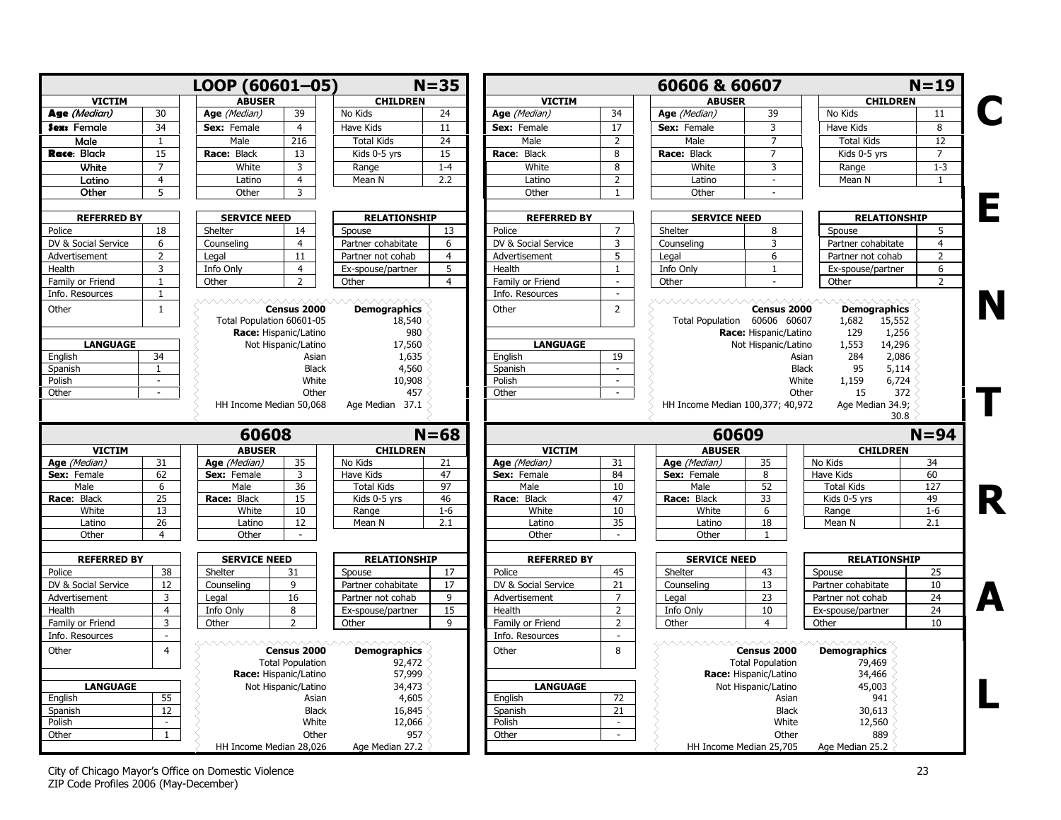# CENTRAL

## LOOP (60601–05) N=35

| VICTIM | | ABUSER | | CHILDREN | |
|---|---|---|---|---|---|
| *Age (Median)* | 30 | *Age (Median)* | 39 | No Kids | 24 |
| Sex: Female | 34 | Sex: Female | 4 | Have Kids | 11 |
| Male | 1 | Male | 216 | Total Kids | 24 |
| Race: Black | 15 | Race: Black | 13 | Kids 0-5 yrs | 15 |
| White | 7 | White | 3 | Range | 1-4 |
| Latino | 4 | Latino | 4 | Mean N | 2.2 |
| Other | 5 | Other | 3 | | |

| REFERRED BY | | SERVICE NEED | | RELATIONSHIP | |
|---|---|---|---|---|---|
| Police | 18 | Shelter | 14 | Spouse | 13 |
| DV & Social Service | 6 | Counseling | 4 | Partner cohabitate | 6 |
| Advertisement | 2 | Legal | 11 | Partner not cohab | 4 |
| Health | 3 | Info Only | 4 | Ex-spouse/partner | 5 |
| Family or Friend | 1 | Other | 2 | Other | 4 |
| Info. Resources | 1 | | | | |
| Other | 1 | | | | |

| LANGUAGE | |
|---|---|
| English | 34 |
| Spanish | 1 |
| Polish | - |
| Other | - |

| Census 2000 | Demographics |
|---|---|
| Total Population 60601-05 | 18,540 |
| Race: Hispanic/Latino | 980 |
| Not Hispanic/Latino | 17,560 |
| Asian | 1,635 |
| Black | 4,560 |
| White | 10,908 |
| Other | 457 |
| HH Income Median 50,068 | Age Median 37.1 |

## 60606 & 60607 N=19

| VICTIM | | ABUSER | | CHILDREN | |
|---|---|---|---|---|---|
| *Age (Median)* | 34 | *Age (Median)* | 39 | No Kids | 11 |
| Sex: Female | 17 | Sex: Female | 3 | Have Kids | 8 |
| Male | 2 | Male | 7 | Total Kids | 12 |
| Race: Black | 8 | Race: Black | 7 | Kids 0-5 yrs | 7 |
| White | 8 | White | 3 | Range | 1-3 |
| Latino | 2 | Latino | - | Mean N | 1 |
| Other | 1 | Other | - | | |

| REFERRED BY | | SERVICE NEED | | RELATIONSHIP | |
|---|---|---|---|---|---|
| Police | 7 | Shelter | 8 | Spouse | 5 |
| DV & Social Service | 3 | Counseling | 3 | Partner cohabitate | 4 |
| Advertisement | 5 | Legal | 6 | Partner not cohab | 2 |
| Health | 1 | Info Only | 1 | Ex-spouse/partner | 6 |
| Family or Friend | - | Other | - | Other | 2 |
| Info. Resources | - | | | | |
| Other | 2 | | | | |

| LANGUAGE | |
|---|---|
| English | 19 |
| Spanish | - |
| Polish | - |
| Other | - |

| Census 2000 | Demographics 60606 | Demographics 60607 |
|---|---|---|
| Total Population | 1,682 | 15,552 |
| Race: Hispanic/Latino | 129 | 1,256 |
| Not Hispanic/Latino | 1,553 | 14,296 |
| Asian | 284 | 2,086 |
| Black | 95 | 5,114 |
| White | 1,159 | 6,724 |
| Other | 15 | 372 |
| HH Income Median | 100,377 | 40,972 |
| Age Median | 34.9 | 30.8 |

## 60608 N=68

| VICTIM | | ABUSER | | CHILDREN | |
|---|---|---|---|---|---|
| *Age (Median)* | 31 | *Age (Median)* | 35 | No Kids | 21 |
| Sex: Female | 62 | Sex: Female | 3 | Have Kids | 47 |
| Male | 6 | Male | 36 | Total Kids | 97 |
| Race: Black | 25 | Race: Black | 15 | Kids 0-5 yrs | 46 |
| White | 13 | White | 10 | Range | 1-6 |
| Latino | 26 | Latino | 12 | Mean N | 2.1 |
| Other | 4 | Other | - | | |

| REFERRED BY | | SERVICE NEED | | RELATIONSHIP | |
|---|---|---|---|---|---|
| Police | 38 | Shelter | 31 | Spouse | 17 |
| DV & Social Service | 12 | Counseling | 9 | Partner cohabitate | 17 |
| Advertisement | 3 | Legal | 16 | Partner not cohab | 9 |
| Health | 4 | Info Only | 8 | Ex-spouse/partner | 15 |
| Family or Friend | 3 | Other | 2 | Other | 9 |
| Info. Resources | - | | | | |
| Other | 4 | | | | |

| LANGUAGE | |
|---|---|
| English | 55 |
| Spanish | 12 |
| Polish | - |
| Other | 1 |

| Census 2000 | Demographics |
|---|---|
| Total Population | 92,472 |
| Race: Hispanic/Latino | 57,999 |
| Not Hispanic/Latino | 34,473 |
| Asian | 4,605 |
| Black | 16,845 |
| White | 12,066 |
| Other | 957 |
| HH Income Median 28,026 | Age Median 27.2 |

## 60609 N=94

| VICTIM | | ABUSER | | CHILDREN | |
|---|---|---|---|---|---|
| *Age (Median)* | 31 | *Age (Median)* | 35 | No Kids | 34 |
| Sex: Female | 84 | Sex: Female | 8 | Have Kids | 60 |
| Male | 10 | Male | 52 | Total Kids | 127 |
| Race: Black | 47 | Race: Black | 33 | Kids 0-5 yrs | 49 |
| White | 10 | White | 6 | Range | 1-6 |
| Latino | 35 | Latino | 18 | Mean N | 2.1 |
| Other | - | Other | 1 | | |

| REFERRED BY | | SERVICE NEED | | RELATIONSHIP | |
|---|---|---|---|---|---|
| Police | 45 | Shelter | 43 | Spouse | 25 |
| DV & Social Service | 21 | Counseling | 13 | Partner cohabitate | 10 |
| Advertisement | 7 | Legal | 23 | Partner not cohab | 24 |
| Health | 2 | Info Only | 10 | Ex-spouse/partner | 24 |
| Family or Friend | 2 | Other | 4 | Other | 10 |
| Info. Resources | - | | | | |
| Other | 8 | | | | |

| LANGUAGE | |
|---|---|
| English | 72 |
| Spanish | 21 |
| Polish | - |
| Other | - |

| Census 2000 | Demographics |
|---|---|
| Total Population | 79,469 |
| Race: Hispanic/Latino | 34,466 |
| Not Hispanic/Latino | 45,003 |
| Asian | 941 |
| Black | 30,613 |
| White | 12,560 |
| Other | 889 |
| HH Income Median 25,705 | Age Median 25.2 |

City of Chicago Mayor's Office on Domestic Violence
ZIP Code Profiles 2006 (May-December)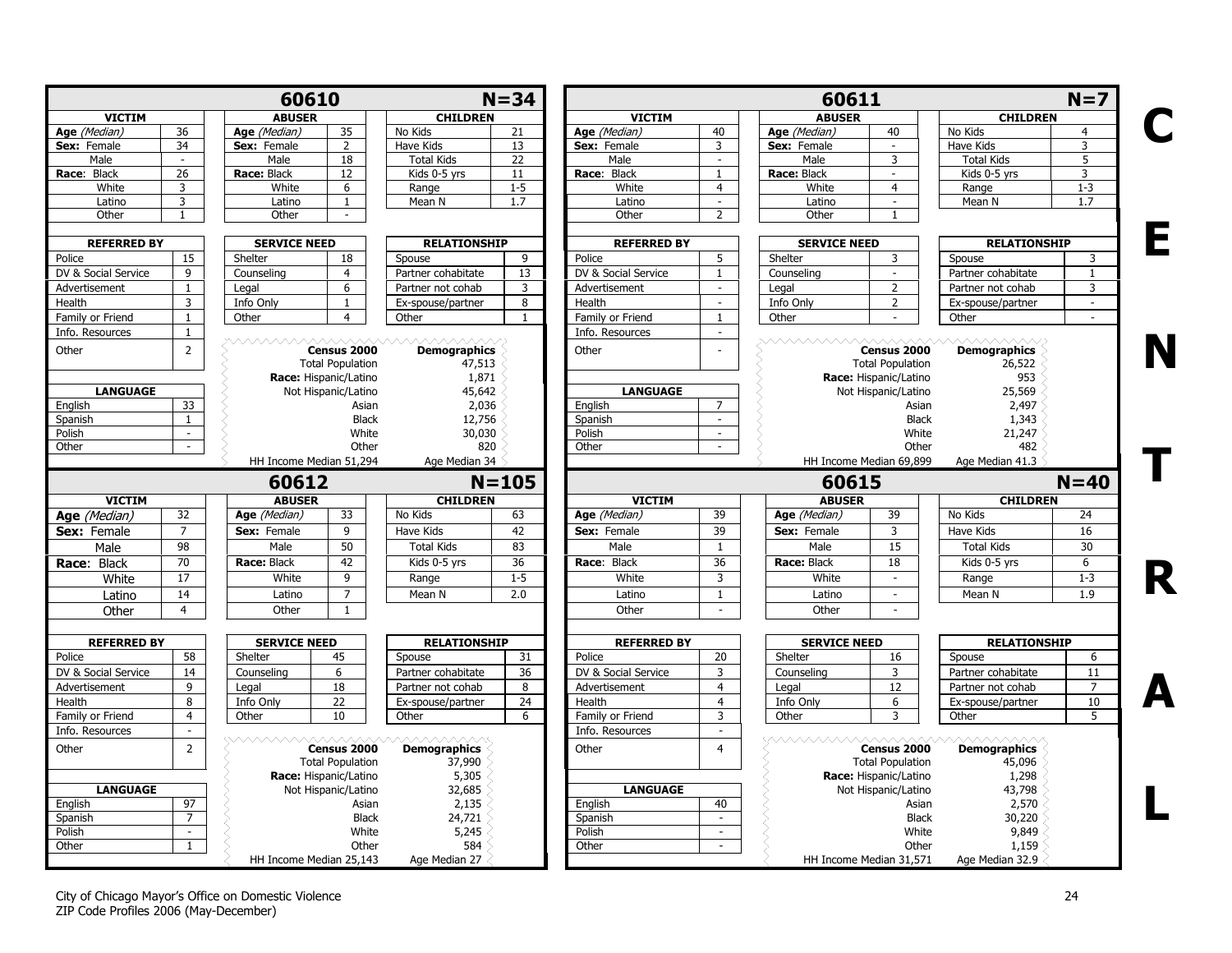# CENTRAL

## 60610 — N=34

| VICTIM | | ABUSER | | CHILDREN | |
|---|---|---|---|---|---|
| Age (Median) | 36 | Age (Median) | 35 | No Kids | 21 |
| Sex: Female | 34 | Sex: Female | 2 | Have Kids | 13 |
| Male | - | Male | 18 | Total Kids | 22 |
| Race: Black | 26 | Race: Black | 12 | Kids 0-5 yrs | 11 |
| White | 3 | White | 6 | Range | 1-5 |
| Latino | 3 | Latino | 1 | Mean N | 1.7 |
| Other | 1 | Other | - | | |

| REFERRED BY | | SERVICE NEED | | RELATIONSHIP | |
|---|---|---|---|---|---|
| Police | 15 | Shelter | 18 | Spouse | 9 |
| DV & Social Service | 9 | Counseling | 4 | Partner cohabitate | 13 |
| Advertisement | 1 | Legal | 6 | Partner not cohab | 3 |
| Health | 3 | Info Only | 1 | Ex-spouse/partner | 8 |
| Family or Friend | 1 | Other | 4 | Other | 1 |
| Info. Resources | 1 | | | | |
| Other | 2 | | | | |

| LANGUAGE | |
|---|---|
| English | 33 |
| Spanish | 1 |
| Polish | - |
| Other | - |

| Census 2000 | Demographics |
|---|---|
| Total Population | 47,513 |
| Race: Hispanic/Latino | 1,871 |
| Not Hispanic/Latino | 45,642 |
| Asian | 2,036 |
| Black | 12,756 |
| White | 30,030 |
| Other | 820 |
| HH Income Median 51,294 | Age Median 34 |

## 60611 — N=7

| VICTIM | | ABUSER | | CHILDREN | |
|---|---|---|---|---|---|
| Age (Median) | 40 | Age (Median) | 40 | No Kids | 4 |
| Sex: Female | 3 | Sex: Female | - | Have Kids | 3 |
| Male | - | Male | 3 | Total Kids | 5 |
| Race: Black | 1 | Race: Black | - | Kids 0-5 yrs | 3 |
| White | 4 | White | 4 | Range | 1-3 |
| Latino | - | Latino | - | Mean N | 1.7 |
| Other | 2 | Other | 1 | | |

| REFERRED BY | | SERVICE NEED | | RELATIONSHIP | |
|---|---|---|---|---|---|
| Police | 5 | Shelter | 3 | Spouse | 3 |
| DV & Social Service | 1 | Counseling | - | Partner cohabitate | 1 |
| Advertisement | - | Legal | 2 | Partner not cohab | 3 |
| Health | - | Info Only | 2 | Ex-spouse/partner | - |
| Family or Friend | 1 | Other | - | Other | - |
| Info. Resources | - | | | | |
| Other | - | | | | |

| LANGUAGE | |
|---|---|
| English | 7 |
| Spanish | - |
| Polish | - |
| Other | - |

| Census 2000 | Demographics |
|---|---|
| Total Population | 26,522 |
| Race: Hispanic/Latino | 953 |
| Not Hispanic/Latino | 25,569 |
| Asian | 2,497 |
| Black | 1,343 |
| White | 21,247 |
| Other | 482 |
| HH Income Median 69,899 | Age Median 41.3 |

## 60612 — N=105

| VICTIM | | ABUSER | | CHILDREN | |
|---|---|---|---|---|---|
| Age (Median) | 32 | Age (Median) | 33 | No Kids | 63 |
| Sex: Female | 7 | Sex: Female | 9 | Have Kids | 42 |
| Male | 98 | Male | 50 | Total Kids | 83 |
| Race: Black | 70 | Race: Black | 42 | Kids 0-5 yrs | 36 |
| White | 17 | White | 9 | Range | 1-5 |
| Latino | 14 | Latino | 7 | Mean N | 2.0 |
| Other | 4 | Other | 1 | | |

| REFERRED BY | | SERVICE NEED | | RELATIONSHIP | |
|---|---|---|---|---|---|
| Police | 58 | Shelter | 45 | Spouse | 31 |
| DV & Social Service | 14 | Counseling | 6 | Partner cohabitate | 36 |
| Advertisement | 9 | Legal | 18 | Partner not cohab | 8 |
| Health | 8 | Info Only | 22 | Ex-spouse/partner | 24 |
| Family or Friend | 4 | Other | 10 | Other | 6 |
| Info. Resources | - | | | | |
| Other | 2 | | | | |

| LANGUAGE | |
|---|---|
| English | 97 |
| Spanish | 7 |
| Polish | - |
| Other | 1 |

| Census 2000 | Demographics |
|---|---|
| Total Population | 37,990 |
| Race: Hispanic/Latino | 5,305 |
| Not Hispanic/Latino | 32,685 |
| Asian | 2,135 |
| Black | 24,721 |
| White | 5,245 |
| Other | 584 |
| HH Income Median 25,143 | Age Median 27 |

## 60615 — N=40

| VICTIM | | ABUSER | | CHILDREN | |
|---|---|---|---|---|---|
| Age (Median) | 39 | Age (Median) | 39 | No Kids | 24 |
| Sex: Female | 39 | Sex: Female | 3 | Have Kids | 16 |
| Male | 1 | Male | 15 | Total Kids | 30 |
| Race: Black | 36 | Race: Black | 18 | Kids 0-5 yrs | 6 |
| White | 3 | White | - | Range | 1-3 |
| Latino | 1 | Latino | - | Mean N | 1.9 |
| Other | - | Other | - | | |

| REFERRED BY | | SERVICE NEED | | RELATIONSHIP | |
|---|---|---|---|---|---|
| Police | 20 | Shelter | 16 | Spouse | 6 |
| DV & Social Service | 3 | Counseling | 3 | Partner cohabitate | 11 |
| Advertisement | 4 | Legal | 12 | Partner not cohab | 7 |
| Health | 4 | Info Only | 6 | Ex-spouse/partner | 10 |
| Family or Friend | 3 | Other | 3 | Other | 5 |
| Info. Resources | - | | | | |
| Other | 4 | | | | |

| LANGUAGE | |
|---|---|
| English | 40 |
| Spanish | - |
| Polish | - |
| Other | - |

| Census 2000 | Demographics |
|---|---|
| Total Population | 45,096 |
| Race: Hispanic/Latino | 1,298 |
| Not Hispanic/Latino | 43,798 |
| Asian | 2,570 |
| Black | 30,220 |
| White | 9,849 |
| Other | 1,159 |
| HH Income Median 31,571 | Age Median 32.9 |

City of Chicago Mayor's Office on Domestic Violence
ZIP Code Profiles 2006 (May-December)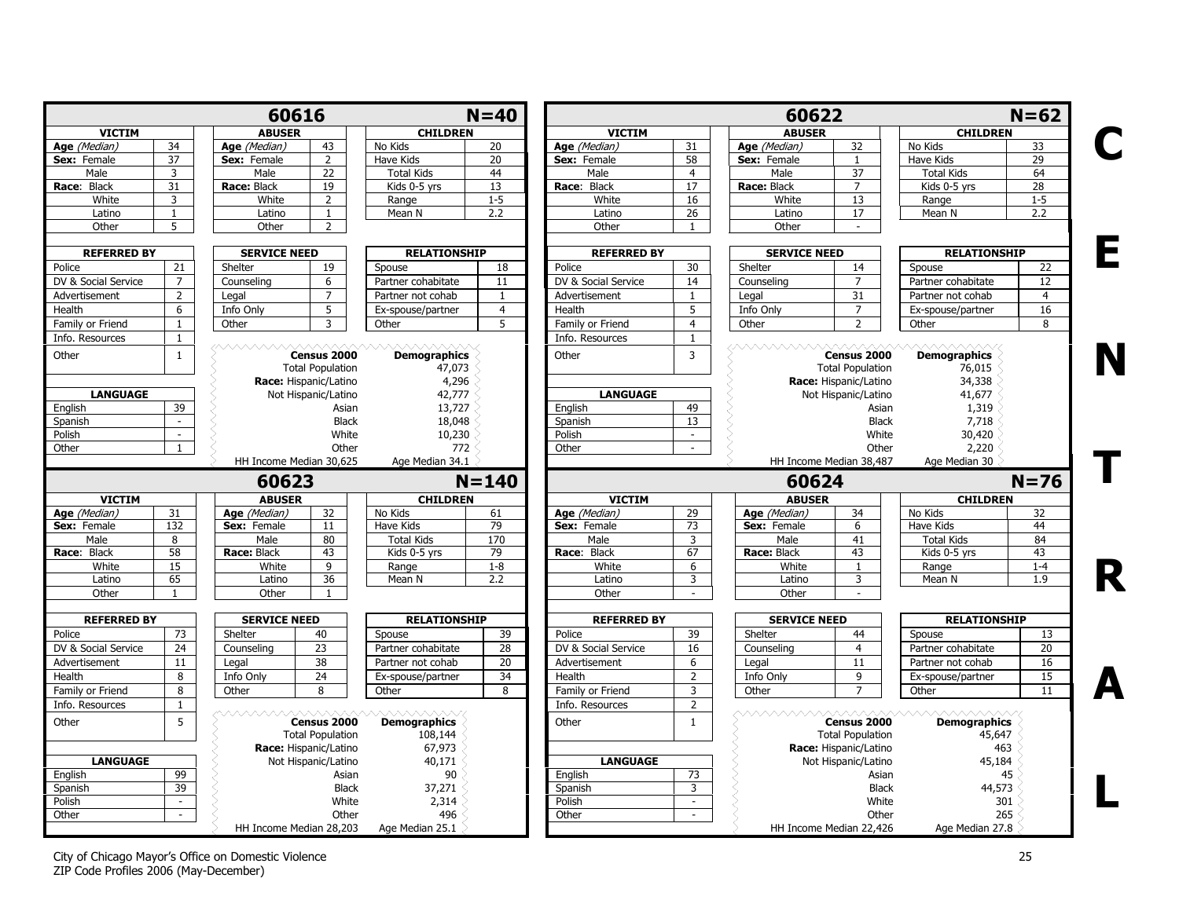## 60616 (N=40)

| VICTIM | |
|---|---|
| Age (Median) | 34 |
| Sex: Female | 37 |
| Male | 3 |
| Race: Black | 31 |
| White | 3 |
| Latino | 1 |
| Other | 5 |

| ABUSER | |
|---|---|
| Age (Median) | 43 |
| Sex: Female | 2 |
| Male | 22 |
| Race: Black | 19 |
| White | 2 |
| Latino | 1 |
| Other | 2 |

| CHILDREN | |
|---|---|
| No Kids | 20 |
| Have Kids | 20 |
| Total Kids | 44 |
| Kids 0-5 yrs | 13 |
| Range | 1-5 |
| Mean N | 2.2 |

| REFERRED BY | |
|---|---|
| Police | 21 |
| DV & Social Service | 7 |
| Advertisement | 2 |
| Health | 6 |
| Family or Friend | 1 |
| Info. Resources | 1 |
| Other | 1 |

| SERVICE NEED | |
|---|---|
| Shelter | 19 |
| Counseling | 6 |
| Legal | 7 |
| Info Only | 5 |
| Other | 3 |

| RELATIONSHIP | |
|---|---|
| Spouse | 18 |
| Partner cohabitate | 11 |
| Partner not cohab | 1 |
| Ex-spouse/partner | 4 |
| Other | 5 |

| LANGUAGE | |
|---|---|
| English | 39 |
| Spanish | - |
| Polish | - |
| Other | 1 |

| Census 2000 | Demographics |
|---|---|
| Total Population | 47,073 |
| Race: Hispanic/Latino | 4,296 |
| Not Hispanic/Latino | 42,777 |
| Asian | 13,727 |
| Black | 18,048 |
| White | 10,230 |
| Other | 772 |
| HH Income Median 30,625 | Age Median 34.1 |

## 60622 (N=62)

| VICTIM | |
|---|---|
| Age (Median) | 31 |
| Sex: Female | 58 |
| Male | 4 |
| Race: Black | 17 |
| White | 16 |
| Latino | 26 |
| Other | 1 |

| ABUSER | |
|---|---|
| Age (Median) | 32 |
| Sex: Female | 1 |
| Male | 37 |
| Race: Black | 7 |
| White | 13 |
| Latino | 17 |
| Other | - |

| CHILDREN | |
|---|---|
| No Kids | 33 |
| Have Kids | 29 |
| Total Kids | 64 |
| Kids 0-5 yrs | 28 |
| Range | 1-5 |
| Mean N | 2.2 |

| REFERRED BY | |
|---|---|
| Police | 30 |
| DV & Social Service | 14 |
| Advertisement | 1 |
| Health | 5 |
| Family or Friend | 4 |
| Info. Resources | 1 |
| Other | 3 |

| SERVICE NEED | |
|---|---|
| Shelter | 14 |
| Counseling | 7 |
| Legal | 31 |
| Info Only | 7 |
| Other | 2 |

| RELATIONSHIP | |
|---|---|
| Spouse | 22 |
| Partner cohabitate | 12 |
| Partner not cohab | 4 |
| Ex-spouse/partner | 16 |
| Other | 8 |

| LANGUAGE | |
|---|---|
| English | 49 |
| Spanish | 13 |
| Polish | - |
| Other | - |

| Census 2000 | Demographics |
|---|---|
| Total Population | 76,015 |
| Race: Hispanic/Latino | 34,338 |
| Not Hispanic/Latino | 41,677 |
| Asian | 1,319 |
| Black | 7,718 |
| White | 30,420 |
| Other | 2,220 |
| HH Income Median 38,487 | Age Median 30 |

## 60623 (N=140)

| VICTIM | |
|---|---|
| Age (Median) | 31 |
| Sex: Female | 132 |
| Male | 8 |
| Race: Black | 58 |
| White | 15 |
| Latino | 65 |
| Other | 1 |

| ABUSER | |
|---|---|
| Age (Median) | 32 |
| Sex: Female | 11 |
| Male | 80 |
| Race: Black | 43 |
| White | 9 |
| Latino | 36 |
| Other | 1 |

| CHILDREN | |
|---|---|
| No Kids | 61 |
| Have Kids | 79 |
| Total Kids | 170 |
| Kids 0-5 yrs | 79 |
| Range | 1-8 |
| Mean N | 2.2 |

| REFERRED BY | |
|---|---|
| Police | 73 |
| DV & Social Service | 24 |
| Advertisement | 11 |
| Health | 8 |
| Family or Friend | 8 |
| Info. Resources | 1 |
| Other | 5 |

| SERVICE NEED | |
|---|---|
| Shelter | 40 |
| Counseling | 23 |
| Legal | 38 |
| Info Only | 24 |
| Other | 8 |

| RELATIONSHIP | |
|---|---|
| Spouse | 39 |
| Partner cohabitate | 28 |
| Partner not cohab | 20 |
| Ex-spouse/partner | 34 |
| Other | 8 |

| LANGUAGE | |
|---|---|
| English | 99 |
| Spanish | 39 |
| Polish | - |
| Other | - |

| Census 2000 | Demographics |
|---|---|
| Total Population | 108,144 |
| Race: Hispanic/Latino | 67,973 |
| Not Hispanic/Latino | 40,171 |
| Asian | 90 |
| Black | 37,271 |
| White | 2,314 |
| Other | 496 |
| HH Income Median 28,203 | Age Median 25.1 |

## 60624 (N=76)

| VICTIM | |
|---|---|
| Age (Median) | 29 |
| Sex: Female | 73 |
| Male | 3 |
| Race: Black | 67 |
| White | 6 |
| Latino | 3 |
| Other | - |

| ABUSER | |
|---|---|
| Age (Median) | 34 |
| Sex: Female | 6 |
| Male | 41 |
| Race: Black | 43 |
| White | 1 |
| Latino | 3 |
| Other | - |

| CHILDREN | |
|---|---|
| No Kids | 32 |
| Have Kids | 44 |
| Total Kids | 84 |
| Kids 0-5 yrs | 43 |
| Range | 1-4 |
| Mean N | 1.9 |

| REFERRED BY | |
|---|---|
| Police | 39 |
| DV & Social Service | 16 |
| Advertisement | 6 |
| Health | 2 |
| Family or Friend | 3 |
| Info. Resources | 2 |
| Other | 1 |

| SERVICE NEED | |
|---|---|
| Shelter | 44 |
| Counseling | 4 |
| Legal | 11 |
| Info Only | 9 |
| Other | 7 |

| RELATIONSHIP | |
|---|---|
| Spouse | 13 |
| Partner cohabitate | 20 |
| Partner not cohab | 16 |
| Ex-spouse/partner | 15 |
| Other | 11 |

| LANGUAGE | |
|---|---|
| English | 73 |
| Spanish | 3 |
| Polish | - |
| Other | - |

| Census 2000 | Demographics |
|---|---|
| Total Population | 45,647 |
| Race: Hispanic/Latino | 463 |
| Not Hispanic/Latino | 45,184 |
| Asian | 45 |
| Black | 44,573 |
| White | 301 |
| Other | 265 |
| HH Income Median 22,426 | Age Median 27.8 |

**CENTRAL**

City of Chicago Mayor's Office on Domestic Violence
ZIP Code Profiles 2006 (May-December)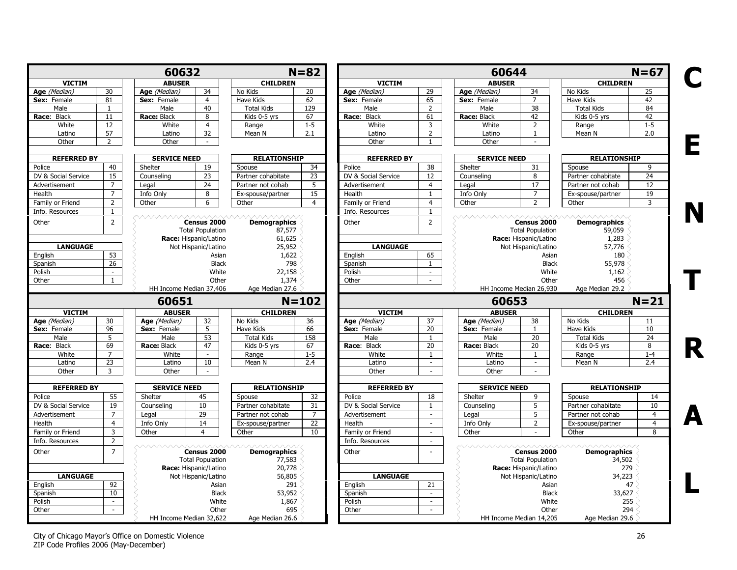# CENTRAL

## 60632 — N=82

| VICTIM | |
|---|---|
| *Age (Median)* | 30 |
| **Sex:** Female | 81 |
| Male | 1 |
| **Race:** Black | 11 |
| White | 12 |
| Latino | 57 |
| Other | 2 |

| ABUSER | |
|---|---|
| *Age (Median)* | 34 |
| **Sex:** Female | 4 |
| Male | 40 |
| **Race:** Black | 8 |
| White | 4 |
| Latino | 32 |
| Other | - |

| CHILDREN | |
|---|---|
| No Kids | 20 |
| Have Kids | 62 |
| Total Kids | 129 |
| Kids 0-5 yrs | 67 |
| Range | 1-5 |
| Mean N | 2.1 |

| REFERRED BY | |
|---|---|
| Police | 40 |
| DV & Social Service | 15 |
| Advertisement | 7 |
| Health | 7 |
| Family or Friend | 2 |
| Info. Resources | 1 |
| Other | 2 |

| SERVICE NEED | |
|---|---|
| Shelter | 19 |
| Counseling | 23 |
| Legal | 24 |
| Info Only | 8 |
| Other | 6 |

| RELATIONSHIP | |
|---|---|
| Spouse | 34 |
| Partner cohabitate | 23 |
| Partner not cohab | 5 |
| Ex-spouse/partner | 15 |
| Other | 4 |

| LANGUAGE | |
|---|---|
| English | 53 |
| Spanish | 26 |
| Polish | - |
| Other | 1 |

| Census 2000 | Demographics |
|---|---|
| Total Population | 87,577 |
| **Race:** Hispanic/Latino | 61,625 |
| Not Hispanic/Latino | 25,952 |
| Asian | 1,622 |
| Black | 798 |
| White | 22,158 |
| Other | 1,374 |
| HH Income Median 37,406 | Age Median 27.6 |

## 60644 — N=67

| VICTIM | |
|---|---|
| *Age (Median)* | 29 |
| **Sex:** Female | 65 |
| Male | 2 |
| **Race:** Black | 61 |
| White | 3 |
| Latino | 2 |
| Other | 1 |

| ABUSER | |
|---|---|
| *Age (Median)* | 34 |
| **Sex:** Female | 7 |
| Male | 38 |
| **Race:** Black | 42 |
| White | 2 |
| Latino | 1 |
| Other | - |

| CHILDREN | |
|---|---|
| No Kids | 25 |
| Have Kids | 42 |
| Total Kids | 84 |
| Kids 0-5 yrs | 42 |
| Range | 1-5 |
| Mean N | 2.0 |

| REFERRED BY | |
|---|---|
| Police | 38 |
| DV & Social Service | 12 |
| Advertisement | 4 |
| Health | 1 |
| Family or Friend | 4 |
| Info. Resources | 1 |
| Other | 2 |

| SERVICE NEED | |
|---|---|
| Shelter | 31 |
| Counseling | 8 |
| Legal | 17 |
| Info Only | 7 |
| Other | 2 |

| RELATIONSHIP | |
|---|---|
| Spouse | 9 |
| Partner cohabitate | 24 |
| Partner not cohab | 12 |
| Ex-spouse/partner | 19 |
| Other | 3 |

| LANGUAGE | |
|---|---|
| English | 65 |
| Spanish | 1 |
| Polish | - |
| Other | - |

| Census 2000 | Demographics |
|---|---|
| Total Population | 59,059 |
| **Race:** Hispanic/Latino | 1,283 |
| Not Hispanic/Latino | 57,776 |
| Asian | 180 |
| Black | 55,978 |
| White | 1,162 |
| Other | 456 |
| HH Income Median 26,930 | Age Median 29.2 |

## 60651 — N=102

| VICTIM | |
|---|---|
| *Age (Median)* | 30 |
| **Sex:** Female | 96 |
| Male | 5 |
| **Race:** Black | 69 |
| White | 7 |
| Latino | 23 |
| Other | 3 |

| ABUSER | |
|---|---|
| *Age (Median)* | 32 |
| **Sex:** Female | 5 |
| Male | 53 |
| **Race:** Black | 47 |
| White | - |
| Latino | 10 |
| Other | - |

| CHILDREN | |
|---|---|
| No Kids | 36 |
| Have Kids | 66 |
| Total Kids | 158 |
| Kids 0-5 yrs | 67 |
| Range | 1-5 |
| Mean N | 2.4 |

| REFERRED BY | |
|---|---|
| Police | 55 |
| DV & Social Service | 19 |
| Advertisement | 7 |
| Health | 4 |
| Family or Friend | 3 |
| Info. Resources | 2 |
| Other | 7 |

| SERVICE NEED | |
|---|---|
| Shelter | 45 |
| Counseling | 10 |
| Legal | 29 |
| Info Only | 14 |
| Other | 4 |

| RELATIONSHIP | |
|---|---|
| Spouse | 32 |
| Partner cohabitate | 31 |
| Partner not cohab | 7 |
| Ex-spouse/partner | 22 |
| Other | 10 |

| LANGUAGE | |
|---|---|
| English | 92 |
| Spanish | 10 |
| Polish | - |
| Other | - |

| Census 2000 | Demographics |
|---|---|
| Total Population | 77,583 |
| **Race:** Hispanic/Latino | 20,778 |
| Not Hispanic/Latino | 56,805 |
| Asian | 291 |
| Black | 53,952 |
| White | 1,867 |
| Other | 695 |
| HH Income Median 32,622 | Age Median 26.6 |

## 60653 — N=21

| VICTIM | |
|---|---|
| *Age (Median)* | 37 |
| **Sex:** Female | 20 |
| Male | 1 |
| **Race:** Black | 20 |
| White | 1 |
| Latino | - |
| Other | - |

| ABUSER | |
|---|---|
| *Age (Median)* | 38 |
| **Sex:** Female | 1 |
| Male | 20 |
| **Race:** Black | 20 |
| White | 1 |
| Latino | - |
| Other | - |

| CHILDREN | |
|---|---|
| No Kids | 11 |
| Have Kids | 10 |
| Total Kids | 24 |
| Kids 0-5 yrs | 8 |
| Range | 1-4 |
| Mean N | 2.4 |

| REFERRED BY | |
|---|---|
| Police | 18 |
| DV & Social Service | 1 |
| Advertisement | - |
| Health | - |
| Family or Friend | - |
| Info. Resources | - |
| Other | - |

| SERVICE NEED | |
|---|---|
| Shelter | 9 |
| Counseling | 5 |
| Legal | 5 |
| Info Only | 2 |
| Other | - |

| RELATIONSHIP | |
|---|---|
| Spouse | 14 |
| Partner cohabitate | 10 |
| Partner not cohab | 4 |
| Ex-spouse/partner | 4 |
| Other | 8 |

| LANGUAGE | |
|---|---|
| English | 21 |
| Spanish | - |
| Polish | - |
| Other | - |

| Census 2000 | Demographics |
|---|---|
| Total Population | 34,502 |
| **Race:** Hispanic/Latino | 279 |
| Not Hispanic/Latino | 34,223 |
| Asian | 47 |
| Black | 33,627 |
| White | 255 |
| Other | 294 |
| HH Income Median 14,205 | Age Median 29.6 |

City of Chicago Mayor's Office on Domestic Violence
ZIP Code Profiles 2006 (May-December)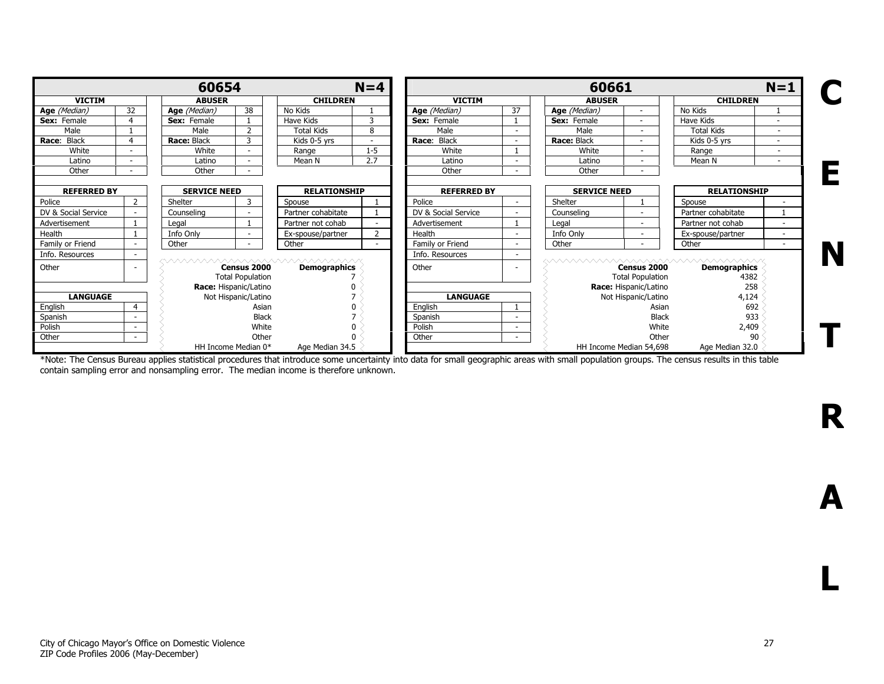## 60654 (N=4)

| VICTIM | | ABUSER | | CHILDREN | |
|---|---|---|---|---|---|
| **Age** *(Median)* | 32 | **Age** *(Median)* | 38 | No Kids | 1 |
| **Sex:** Female | 4 | **Sex:** Female | 1 | Have Kids | 3 |
| Male | 1 | Male | 2 | Total Kids | 8 |
| **Race**: Black | 4 | **Race:** Black | 3 | Kids 0-5 yrs | - |
| White | - | White | - | Range | 1-5 |
| Latino | - | Latino | - | Mean N | 2.7 |
| Other | - | Other | - | | |

| REFERRED BY | | SERVICE NEED | | RELATIONSHIP | |
|---|---|---|---|---|---|
| Police | 2 | Shelter | 3 | Spouse | 1 |
| DV & Social Service | - | Counseling | - | Partner cohabitate | 1 |
| Advertisement | 1 | Legal | 1 | Partner not cohab | - |
| Health | 1 | Info Only | - | Ex-spouse/partner | 2 |
| Family or Friend | - | Other | - | Other | - |
| Info. Resources | - | | | | |
| Other | - | | | | |

| LANGUAGE | |
|---|---|
| English | 4 |
| Spanish | - |
| Polish | - |
| Other | - |

| Census 2000 | Demographics |
|---|---|
| Total Population | 7 |
| **Race:** Hispanic/Latino | 0 |
| Not Hispanic/Latino | 7 |
| Asian | 0 |
| Black | 7 |
| White | 0 |
| Other | 0 |
| HH Income Median 0* | Age Median 34.5 |

## 60661 (N=1)

| VICTIM | | ABUSER | | CHILDREN | |
|---|---|---|---|---|---|
| **Age** *(Median)* | 37 | **Age** *(Median)* | - | No Kids | 1 |
| **Sex:** Female | 1 | **Sex:** Female | - | Have Kids | - |
| Male | - | Male | - | Total Kids | - |
| **Race**: Black | - | **Race:** Black | - | Kids 0-5 yrs | - |
| White | 1 | White | - | Range | - |
| Latino | - | Latino | - | Mean N | - |
| Other | - | Other | - | | |

| REFERRED BY | | SERVICE NEED | | RELATIONSHIP | |
|---|---|---|---|---|---|
| Police | - | Shelter | 1 | Spouse | - |
| DV & Social Service | - | Counseling | - | Partner cohabitate | 1 |
| Advertisement | 1 | Legal | - | Partner not cohab | - |
| Health | - | Info Only | - | Ex-spouse/partner | - |
| Family or Friend | - | Other | - | Other | - |
| Info. Resources | - | | | | |
| Other | - | | | | |

| LANGUAGE | |
|---|---|
| English | 1 |
| Spanish | - |
| Polish | - |
| Other | - |

| Census 2000 | Demographics |
|---|---|
| Total Population | 4382 |
| **Race:** Hispanic/Latino | 258 |
| Not Hispanic/Latino | 4,124 |
| Asian | 692 |
| Black | 933 |
| White | 2,409 |
| Other | 90 |
| HH Income Median 54,698 | Age Median 32.0 |

*Note: The Census Bureau applies statistical procedures that introduce some uncertainty into data for small geographic areas with small population groups. The census results in this table contain sampling error and nonsampling error. The median income is therefore unknown.

**CENTRAL**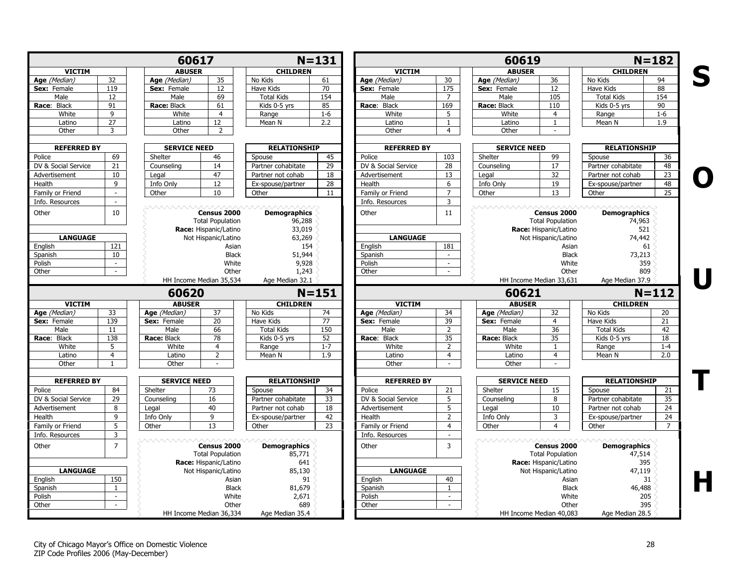## 60617 — N=131

| VICTIM | |
|---|---|
| Age (Median) | 32 |
| Sex: Female | 119 |
| Male | 12 |
| Race: Black | 91 |
| White | 9 |
| Latino | 27 |
| Other | 3 |

| ABUSER | |
|---|---|
| Age (Median) | 35 |
| Sex: Female | 12 |
| Male | 69 |
| Race: Black | 61 |
| White | 4 |
| Latino | 12 |
| Other | 2 |

| CHILDREN | |
|---|---|
| No Kids | 61 |
| Have Kids | 70 |
| Total Kids | 154 |
| Kids 0-5 yrs | 85 |
| Range | 1-6 |
| Mean N | 2.2 |

| REFERRED BY | |
|---|---|
| Police | 69 |
| DV & Social Service | 21 |
| Advertisement | 10 |
| Health | 9 |
| Family or Friend | - |
| Info. Resources | - |
| Other | 10 |

| SERVICE NEED | |
|---|---|
| Shelter | 46 |
| Counseling | 14 |
| Legal | 47 |
| Info Only | 12 |
| Other | 10 |

| RELATIONSHIP | |
|---|---|
| Spouse | 45 |
| Partner cohabitate | 29 |
| Partner not cohab | 18 |
| Ex-spouse/partner | 28 |
| Other | 11 |

| LANGUAGE | |
|---|---|
| English | 121 |
| Spanish | 10 |
| Polish | - |
| Other | - |

| Census 2000 | Demographics |
|---|---|
| Total Population | 96,288 |
| Race: Hispanic/Latino | 33,019 |
| Not Hispanic/Latino | 63,269 |
| Asian | 154 |
| Black | 51,944 |
| White | 9,928 |
| Other | 1,243 |
| HH Income Median 35,534 | Age Median 32.1 |

## 60619 — N=182

| VICTIM | |
|---|---|
| Age (Median) | 30 |
| Sex: Female | 175 |
| Male | 7 |
| Race: Black | 169 |
| White | 5 |
| Latino | 1 |
| Other | 4 |

| ABUSER | |
|---|---|
| Age (Median) | 36 |
| Sex: Female | 12 |
| Male | 105 |
| Race: Black | 110 |
| White | 4 |
| Latino | 1 |
| Other | - |

| CHILDREN | |
|---|---|
| No Kids | 94 |
| Have Kids | 88 |
| Total Kids | 154 |
| Kids 0-5 yrs | 90 |
| Range | 1-6 |
| Mean N | 1.9 |

| REFERRED BY | |
|---|---|
| Police | 103 |
| DV & Social Service | 28 |
| Advertisement | 13 |
| Health | 6 |
| Family or Friend | 7 |
| Info. Resources | 3 |
| Other | 11 |

| SERVICE NEED | |
|---|---|
| Shelter | 99 |
| Counseling | 17 |
| Legal | 32 |
| Info Only | 19 |
| Other | 13 |

| RELATIONSHIP | |
|---|---|
| Spouse | 36 |
| Partner cohabitate | 48 |
| Partner not cohab | 23 |
| Ex-spouse/partner | 48 |
| Other | 25 |

| LANGUAGE | |
|---|---|
| English | 181 |
| Spanish | - |
| Polish | - |
| Other | - |

| Census 2000 | Demographics |
|---|---|
| Total Population | 74,963 |
| Race: Hispanic/Latino | 521 |
| Not Hispanic/Latino | 74,442 |
| Asian | 61 |
| Black | 73,213 |
| White | 359 |
| Other | 809 |
| HH Income Median 33,631 | Age Median 37.9 |

## 60620 — N=151

| VICTIM | |
|---|---|
| Age (Median) | 33 |
| Sex: Female | 139 |
| Male | 11 |
| Race: Black | 138 |
| White | 5 |
| Latino | 4 |
| Other | 1 |

| ABUSER | |
|---|---|
| Age (Median) | 37 |
| Sex: Female | 20 |
| Male | 66 |
| Race: Black | 78 |
| White | 4 |
| Latino | 2 |
| Other | - |

| CHILDREN | |
|---|---|
| No Kids | 74 |
| Have Kids | 77 |
| Total Kids | 150 |
| Kids 0-5 yrs | 52 |
| Range | 1-7 |
| Mean N | 1.9 |

| REFERRED BY | |
|---|---|
| Police | 84 |
| DV & Social Service | 29 |
| Advertisement | 8 |
| Health | 9 |
| Family or Friend | 5 |
| Info. Resources | 3 |
| Other | 7 |

| SERVICE NEED | |
|---|---|
| Shelter | 73 |
| Counseling | 16 |
| Legal | 40 |
| Info Only | 9 |
| Other | 13 |

| RELATIONSHIP | |
|---|---|
| Spouse | 34 |
| Partner cohabitate | 33 |
| Partner not cohab | 18 |
| Ex-spouse/partner | 42 |
| Other | 23 |

| LANGUAGE | |
|---|---|
| English | 150 |
| Spanish | 1 |
| Polish | - |
| Other | - |

| Census 2000 | Demographics |
|---|---|
| Total Population | 85,771 |
| Race: Hispanic/Latino | 641 |
| Not Hispanic/Latino | 85,130 |
| Asian | 91 |
| Black | 81,679 |
| White | 2,671 |
| Other | 689 |
| HH Income Median 36,334 | Age Median 35.4 |

## 60621 — N=112

| VICTIM | |
|---|---|
| Age (Median) | 34 |
| Sex: Female | 39 |
| Male | 2 |
| Race: Black | 35 |
| White | 2 |
| Latino | 4 |
| Other | - |

| ABUSER | |
|---|---|
| Age (Median) | 32 |
| Sex: Female | 4 |
| Male | 36 |
| Race: Black | 35 |
| White | 1 |
| Latino | 4 |
| Other | - |

| CHILDREN | |
|---|---|
| No Kids | 20 |
| Have Kids | 21 |
| Total Kids | 42 |
| Kids 0-5 yrs | 18 |
| Range | 1-4 |
| Mean N | 2.0 |

| REFERRED BY | |
|---|---|
| Police | 21 |
| DV & Social Service | 5 |
| Advertisement | 5 |
| Health | 2 |
| Family or Friend | 4 |
| Info. Resources | - |
| Other | 3 |

| SERVICE NEED | |
|---|---|
| Shelter | 15 |
| Counseling | 8 |
| Legal | 10 |
| Info Only | 3 |
| Other | 4 |

| RELATIONSHIP | |
|---|---|
| Spouse | 21 |
| Partner cohabitate | 35 |
| Partner not cohab | 24 |
| Ex-spouse/partner | 24 |
| Other | 7 |

| LANGUAGE | |
|---|---|
| English | 40 |
| Spanish | 1 |
| Polish | - |
| Other | - |

| Census 2000 | Demographics |
|---|---|
| Total Population | 47,514 |
| Race: Hispanic/Latino | 395 |
| Not Hispanic/Latino | 47,119 |
| Asian | 31 |
| Black | 46,488 |
| White | 205 |
| Other | 395 |
| HH Income Median 40,083 | Age Median 28.5 |

SOUTH

City of Chicago Mayor's Office on Domestic Violence
ZIP Code Profiles 2006 (May-December)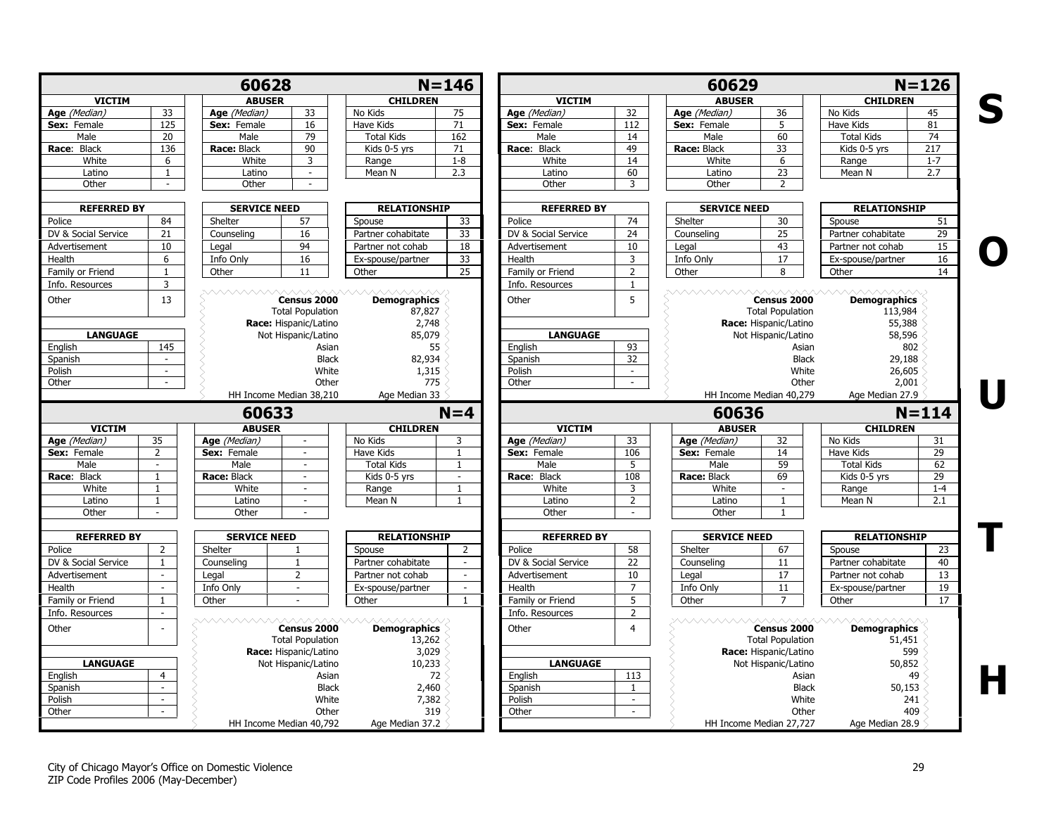## 60628 — N=146

| VICTIM | | ABUSER | | CHILDREN | |
|---|---|---|---|---|---|
| Age *(Median)* | 33 | Age *(Median)* | 33 | No Kids | 75 |
| Sex: Female | 125 | Sex: Female | 16 | Have Kids | 71 |
| Male | 20 | Male | 79 | Total Kids | 162 |
| Race: Black | 136 | Race: Black | 90 | Kids 0-5 yrs | 71 |
| White | 6 | White | 3 | Range | 1-8 |
| Latino | 1 | Latino | - | Mean N | 2.3 |
| Other | - | Other | - | | |

| REFERRED BY | | SERVICE NEED | | RELATIONSHIP | |
|---|---|---|---|---|---|
| Police | 84 | Shelter | 57 | Spouse | 33 |
| DV & Social Service | 21 | Counseling | 16 | Partner cohabitate | 33 |
| Advertisement | 10 | Legal | 94 | Partner not cohab | 18 |
| Health | 6 | Info Only | 16 | Ex-spouse/partner | 33 |
| Family or Friend | 1 | Other | 11 | Other | 25 |
| Info. Resources | 3 | | | | |
| Other | 13 | | | | |

| LANGUAGE | |
|---|---|
| English | 145 |
| Spanish | - |
| Polish | - |
| Other | - |

| Census 2000 | Demographics |
|---|---|
| Total Population | 87,827 |
| Race: Hispanic/Latino | 2,748 |
| Not Hispanic/Latino | 85,079 |
| Asian | 55 |
| Black | 82,934 |
| White | 1,315 |
| Other | 775 |
| HH Income Median 38,210 | Age Median 33 |

## 60629 — N=126

| VICTIM | | ABUSER | | CHILDREN | |
|---|---|---|---|---|---|
| Age *(Median)* | 32 | Age *(Median)* | 36 | No Kids | 45 |
| Sex: Female | 112 | Sex: Female | 5 | Have Kids | 81 |
| Male | 14 | Male | 60 | Total Kids | 74 |
| Race: Black | 49 | Race: Black | 33 | Kids 0-5 yrs | 217 |
| White | 14 | White | 6 | Range | 1-7 |
| Latino | 60 | Latino | 23 | Mean N | 2.7 |
| Other | 3 | Other | 2 | | |

| REFERRED BY | | SERVICE NEED | | RELATIONSHIP | |
|---|---|---|---|---|---|
| Police | 74 | Shelter | 30 | Spouse | 51 |
| DV & Social Service | 24 | Counseling | 25 | Partner cohabitate | 29 |
| Advertisement | 10 | Legal | 43 | Partner not cohab | 15 |
| Health | 3 | Info Only | 17 | Ex-spouse/partner | 16 |
| Family or Friend | 2 | Other | 8 | Other | 14 |
| Info. Resources | 1 | | | | |
| Other | 5 | | | | |

| LANGUAGE | |
|---|---|
| English | 93 |
| Spanish | 32 |
| Polish | - |
| Other | - |

| Census 2000 | Demographics |
|---|---|
| Total Population | 113,984 |
| Race: Hispanic/Latino | 55,388 |
| Not Hispanic/Latino | 58,596 |
| Asian | 802 |
| Black | 29,188 |
| White | 26,605 |
| Other | 2,001 |
| HH Income Median 40,279 | Age Median 27.9 |

## 60633 — N=4

| VICTIM | | ABUSER | | CHILDREN | |
|---|---|---|---|---|---|
| Age *(Median)* | 35 | Age *(Median)* | - | No Kids | 3 |
| Sex: Female | 2 | Sex: Female | - | Have Kids | 1 |
| Male | - | Male | - | Total Kids | 1 |
| Race: Black | 1 | Race: Black | - | Kids 0-5 yrs | - |
| White | 1 | White | - | Range | 1 |
| Latino | 1 | Latino | - | Mean N | 1 |
| Other | - | Other | - | | |

| REFERRED BY | | SERVICE NEED | | RELATIONSHIP | |
|---|---|---|---|---|---|
| Police | 2 | Shelter | 1 | Spouse | 2 |
| DV & Social Service | 1 | Counseling | 1 | Partner cohabitate | - |
| Advertisement | - | Legal | 2 | Partner not cohab | - |
| Health | - | Info Only | - | Ex-spouse/partner | - |
| Family or Friend | 1 | Other | - | Other | 1 |
| Info. Resources | - | | | | |
| Other | - | | | | |

| LANGUAGE | |
|---|---|
| English | 4 |
| Spanish | - |
| Polish | - |
| Other | - |

| Census 2000 | Demographics |
|---|---|
| Total Population | 13,262 |
| Race: Hispanic/Latino | 3,029 |
| Not Hispanic/Latino | 10,233 |
| Asian | 72 |
| Black | 2,460 |
| White | 7,382 |
| Other | 319 |
| HH Income Median 40,792 | Age Median 37.2 |

## 60636 — N=114

| VICTIM | | ABUSER | | CHILDREN | |
|---|---|---|---|---|---|
| Age *(Median)* | 33 | Age *(Median)* | 32 | No Kids | 31 |
| Sex: Female | 106 | Sex: Female | 14 | Have Kids | 29 |
| Male | 5 | Male | 59 | Total Kids | 62 |
| Race: Black | 108 | Race: Black | 69 | Kids 0-5 yrs | 29 |
| White | 3 | White | - | Range | 1-4 |
| Latino | 2 | Latino | 1 | Mean N | 2.1 |
| Other | - | Other | 1 | | |

| REFERRED BY | | SERVICE NEED | | RELATIONSHIP | |
|---|---|---|---|---|---|
| Police | 58 | Shelter | 67 | Spouse | 23 |
| DV & Social Service | 22 | Counseling | 11 | Partner cohabitate | 40 |
| Advertisement | 10 | Legal | 17 | Partner not cohab | 13 |
| Health | 7 | Info Only | 11 | Ex-spouse/partner | 19 |
| Family or Friend | 5 | Other | 7 | Other | 17 |
| Info. Resources | 2 | | | | |
| Other | 4 | | | | |

| LANGUAGE | |
|---|---|
| English | 113 |
| Spanish | 1 |
| Polish | - |
| Other | - |

| Census 2000 | Demographics |
|---|---|
| Total Population | 51,451 |
| Race: Hispanic/Latino | 599 |
| Not Hispanic/Latino | 50,852 |
| Asian | 49 |
| Black | 50,153 |
| White | 241 |
| Other | 409 |
| HH Income Median 27,727 | Age Median 28.9 |

SOUTH

City of Chicago Mayor's Office on Domestic Violence
ZIP Code Profiles 2006 (May-December)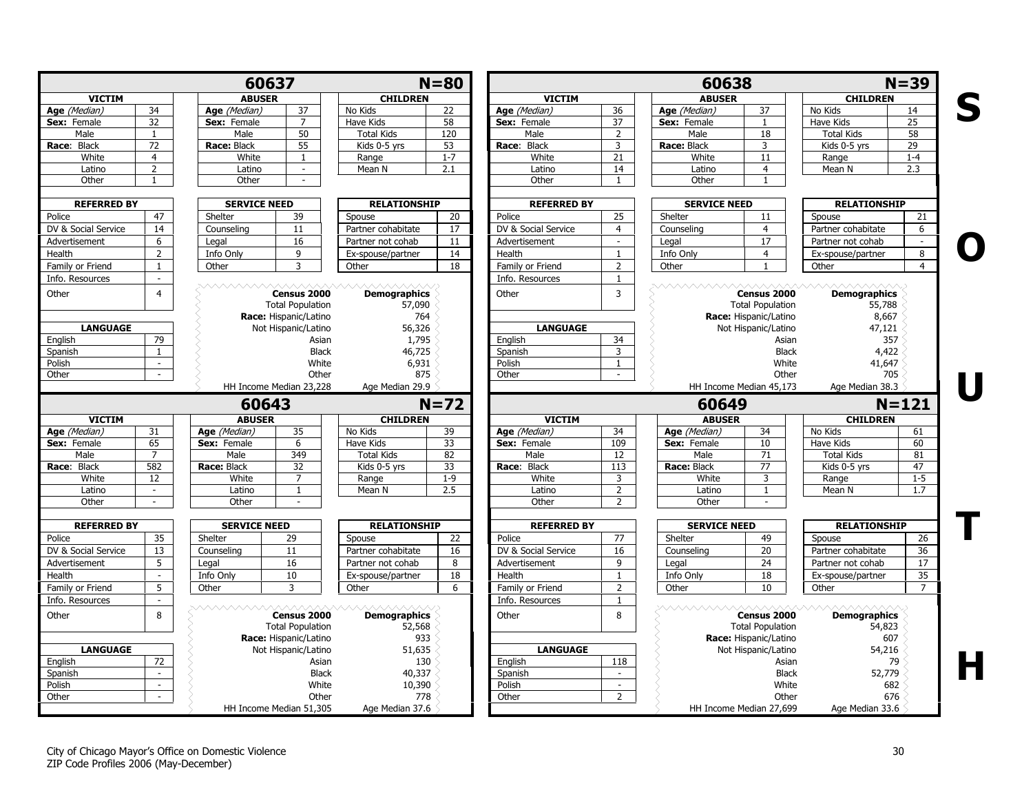## 60637 — N=80

| VICTIM | | ABUSER | | CHILDREN | |
|---|---|---|---|---|---|
| **Age** *(Median)* | 34 | **Age** *(Median)* | 37 | No Kids | 22 |
| **Sex:** Female | 32 | **Sex:** Female | 7 | Have Kids | 58 |
| Male | 1 | Male | 50 | Total Kids | 120 |
| **Race:** Black | 72 | **Race:** Black | 55 | Kids 0-5 yrs | 53 |
| White | 4 | White | 1 | Range | 1-7 |
| Latino | 2 | Latino | - | Mean N | 2.1 |
| Other | 1 | Other | - | | |

| REFERRED BY | | SERVICE NEED | | RELATIONSHIP | |
|---|---|---|---|---|---|
| Police | 47 | Shelter | 39 | Spouse | 20 |
| DV & Social Service | 14 | Counseling | 11 | Partner cohabitate | 17 |
| Advertisement | 6 | Legal | 16 | Partner not cohab | 11 |
| Health | 2 | Info Only | 9 | Ex-spouse/partner | 14 |
| Family or Friend | 1 | Other | 3 | Other | 18 |
| Info. Resources | - | | | | |
| Other | 4 | | | | |

| LANGUAGE | |
|---|---|
| English | 79 |
| Spanish | 1 |
| Polish | - |
| Other | - |

| Census 2000 | Demographics |
|---|---|
| Total Population | 57,090 |
| **Race:** Hispanic/Latino | 764 |
| Not Hispanic/Latino | 56,326 |
| Asian | 1,795 |
| Black | 46,725 |
| White | 6,931 |
| Other | 875 |
| HH Income Median 23,228 | Age Median 29.9 |

## 60638 — N=39

| VICTIM | | ABUSER | | CHILDREN | |
|---|---|---|---|---|---|
| **Age** *(Median)* | 36 | **Age** *(Median)* | 37 | No Kids | 14 |
| **Sex:** Female | 37 | **Sex:** Female | 1 | Have Kids | 25 |
| Male | 2 | Male | 18 | Total Kids | 58 |
| **Race:** Black | 3 | **Race:** Black | 3 | Kids 0-5 yrs | 29 |
| White | 21 | White | 11 | Range | 1-4 |
| Latino | 14 | Latino | 4 | Mean N | 2.3 |
| Other | 1 | Other | 1 | | |

| REFERRED BY | | SERVICE NEED | | RELATIONSHIP | |
|---|---|---|---|---|---|
| Police | 25 | Shelter | 11 | Spouse | 21 |
| DV & Social Service | 4 | Counseling | 4 | Partner cohabitate | 6 |
| Advertisement | - | Legal | 17 | Partner not cohab | - |
| Health | 1 | Info Only | 4 | Ex-spouse/partner | 8 |
| Family or Friend | 2 | Other | 1 | Other | 4 |
| Info. Resources | 1 | | | | |
| Other | 3 | | | | |

| LANGUAGE | |
|---|---|
| English | 34 |
| Spanish | 3 |
| Polish | 1 |
| Other | - |

| Census 2000 | Demographics |
|---|---|
| Total Population | 55,788 |
| **Race:** Hispanic/Latino | 8,667 |
| Not Hispanic/Latino | 47,121 |
| Asian | 357 |
| Black | 4,422 |
| White | 41,647 |
| Other | 705 |
| HH Income Median 45,173 | Age Median 38.3 |

## 60643 — N=72

| VICTIM | | ABUSER | | CHILDREN | |
|---|---|---|---|---|---|
| **Age** *(Median)* | 31 | **Age** *(Median)* | 35 | No Kids | 39 |
| **Sex:** Female | 65 | **Sex:** Female | 6 | Have Kids | 33 |
| Male | 7 | Male | 349 | Total Kids | 82 |
| **Race:** Black | 582 | **Race:** Black | 32 | Kids 0-5 yrs | 33 |
| White | 12 | White | 7 | Range | 1-9 |
| Latino | - | Latino | 1 | Mean N | 2.5 |
| Other | - | Other | - | | |

| REFERRED BY | | SERVICE NEED | | RELATIONSHIP | |
|---|---|---|---|---|---|
| Police | 35 | Shelter | 29 | Spouse | 22 |
| DV & Social Service | 13 | Counseling | 11 | Partner cohabitate | 16 |
| Advertisement | 5 | Legal | 16 | Partner not cohab | 8 |
| Health | - | Info Only | 10 | Ex-spouse/partner | 18 |
| Family or Friend | 5 | Other | 3 | Other | 6 |
| Info. Resources | - | | | | |
| Other | 8 | | | | |

| LANGUAGE | |
|---|---|
| English | 72 |
| Spanish | - |
| Polish | - |
| Other | - |

| Census 2000 | Demographics |
|---|---|
| Total Population | 52,568 |
| **Race:** Hispanic/Latino | 933 |
| Not Hispanic/Latino | 51,635 |
| Asian | 130 |
| Black | 40,337 |
| White | 10,390 |
| Other | 778 |
| HH Income Median 51,305 | Age Median 37.6 |

## 60649 — N=121

| VICTIM | | ABUSER | | CHILDREN | |
|---|---|---|---|---|---|
| **Age** *(Median)* | 34 | **Age** *(Median)* | 34 | No Kids | 61 |
| **Sex:** Female | 109 | **Sex:** Female | 10 | Have Kids | 60 |
| Male | 12 | Male | 71 | Total Kids | 81 |
| **Race:** Black | 113 | **Race:** Black | 77 | Kids 0-5 yrs | 47 |
| White | 3 | White | 3 | Range | 1-5 |
| Latino | 2 | Latino | 1 | Mean N | 1.7 |
| Other | 2 | Other | - | | |

| REFERRED BY | | SERVICE NEED | | RELATIONSHIP | |
|---|---|---|---|---|---|
| Police | 77 | Shelter | 49 | Spouse | 26 |
| DV & Social Service | 16 | Counseling | 20 | Partner cohabitate | 36 |
| Advertisement | 9 | Legal | 24 | Partner not cohab | 17 |
| Health | 1 | Info Only | 18 | Ex-spouse/partner | 35 |
| Family or Friend | 2 | Other | 10 | Other | 7 |
| Info. Resources | 1 | | | | |
| Other | 8 | | | | |

| LANGUAGE | |
|---|---|
| English | 118 |
| Spanish | - |
| Polish | - |
| Other | 2 |

| Census 2000 | Demographics |
|---|---|
| Total Population | 54,823 |
| **Race:** Hispanic/Latino | 607 |
| Not Hispanic/Latino | 54,216 |
| Asian | 79 |
| Black | 52,779 |
| White | 682 |
| Other | 676 |
| HH Income Median 27,699 | Age Median 33.6 |

**SOUTH**

City of Chicago Mayor's Office on Domestic Violence
ZIP Code Profiles 2006 (May-December)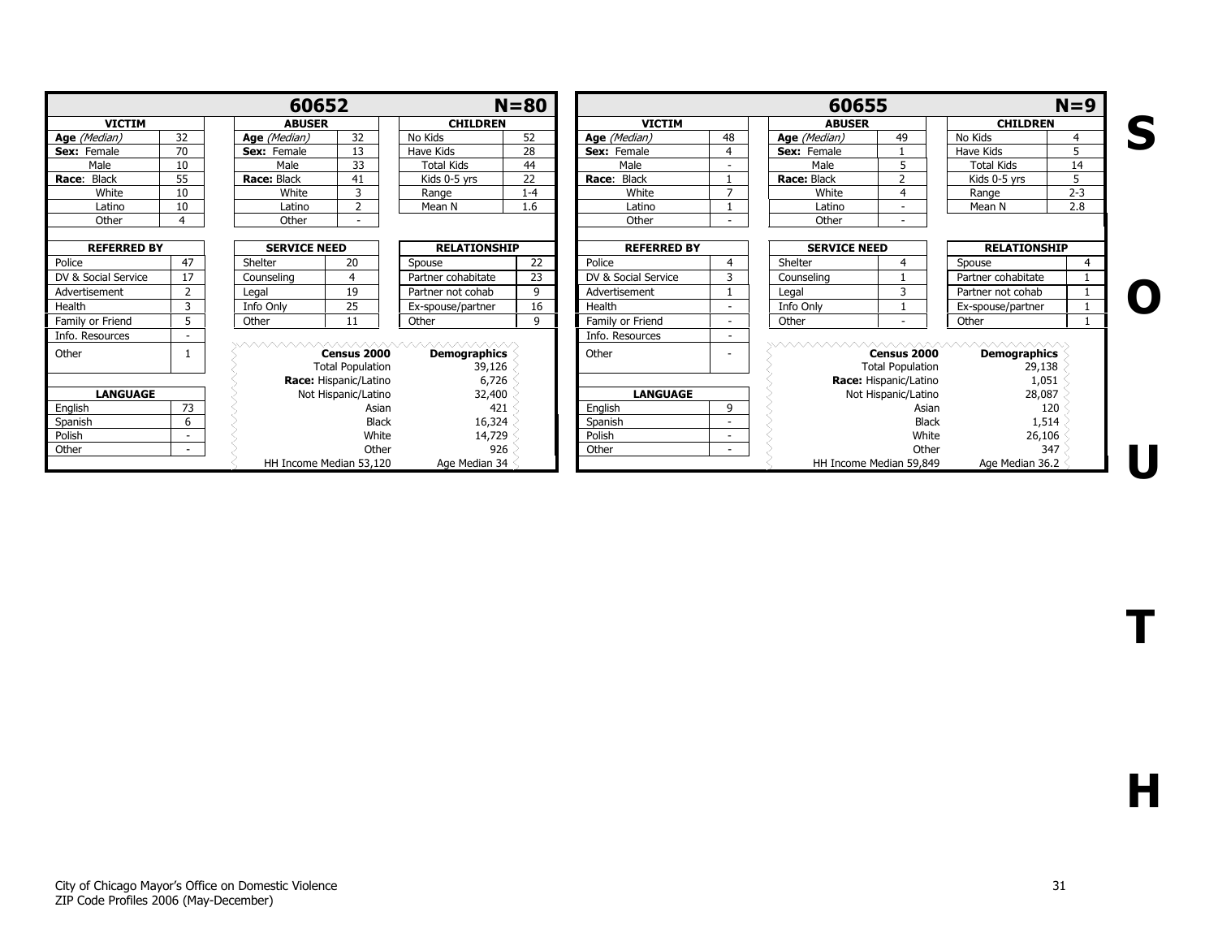## 60652 — N=80

| VICTIM | | ABUSER | | CHILDREN | |
|---|---|---|---|---|---|
| Age (Median) | 32 | Age (Median) | 32 | No Kids | 52 |
| Sex: Female | 70 | Sex: Female | 13 | Have Kids | 28 |
| Male | 10 | Male | 33 | Total Kids | 44 |
| Race: Black | 55 | Race: Black | 41 | Kids 0-5 yrs | 22 |
| White | 10 | White | 3 | Range | 1-4 |
| Latino | 10 | Latino | 2 | Mean N | 1.6 |
| Other | 4 | Other | - | | |

| REFERRED BY | | SERVICE NEED | | RELATIONSHIP | |
|---|---|---|---|---|---|
| Police | 47 | Shelter | 20 | Spouse | 22 |
| DV & Social Service | 17 | Counseling | 4 | Partner cohabitate | 23 |
| Advertisement | 2 | Legal | 19 | Partner not cohab | 9 |
| Health | 3 | Info Only | 25 | Ex-spouse/partner | 16 |
| Family or Friend | 5 | Other | 11 | Other | 9 |
| Info. Resources | - | | | | |
| Other | 1 | | | | |

| LANGUAGE | |
|---|---|
| English | 73 |
| Spanish | 6 |
| Polish | - |
| Other | - |

| Census 2000 | Demographics |
|---|---|
| Total Population | 39,126 |
| Race: Hispanic/Latino | 6,726 |
| Not Hispanic/Latino | 32,400 |
| Asian | 421 |
| Black | 16,324 |
| White | 14,729 |
| Other | 926 |
| HH Income Median 53,120 | Age Median 34 |

## 60655 — N=9

| VICTIM | | ABUSER | | CHILDREN | |
|---|---|---|---|---|---|
| Age (Median) | 48 | Age (Median) | 49 | No Kids | 4 |
| Sex: Female | 4 | Sex: Female | 1 | Have Kids | 5 |
| Male | - | Male | 5 | Total Kids | 14 |
| Race: Black | 1 | Race: Black | 2 | Kids 0-5 yrs | 5 |
| White | 7 | White | 4 | Range | 2-3 |
| Latino | 1 | Latino | - | Mean N | 2.8 |
| Other | - | Other | - | | |

| REFERRED BY | | SERVICE NEED | | RELATIONSHIP | |
|---|---|---|---|---|---|
| Police | 4 | Shelter | 4 | Spouse | 4 |
| DV & Social Service | 3 | Counseling | 1 | Partner cohabitate | 1 |
| Advertisement | 1 | Legal | 3 | Partner not cohab | 1 |
| Health | - | Info Only | 1 | Ex-spouse/partner | 1 |
| Family or Friend | - | Other | - | Other | 1 |
| Info. Resources | - | | | | |
| Other | - | | | | |

| LANGUAGE | |
|---|---|
| English | 9 |
| Spanish | - |
| Polish | - |
| Other | - |

| Census 2000 | Demographics |
|---|---|
| Total Population | 29,138 |
| Race: Hispanic/Latino | 1,051 |
| Not Hispanic/Latino | 28,087 |
| Asian | 120 |
| Black | 1,514 |
| White | 26,106 |
| Other | 347 |
| HH Income Median 59,849 | Age Median 36.2 |

S O U T H

City of Chicago Mayor's Office on Domestic Violence
ZIP Code Profiles 2006 (May-December)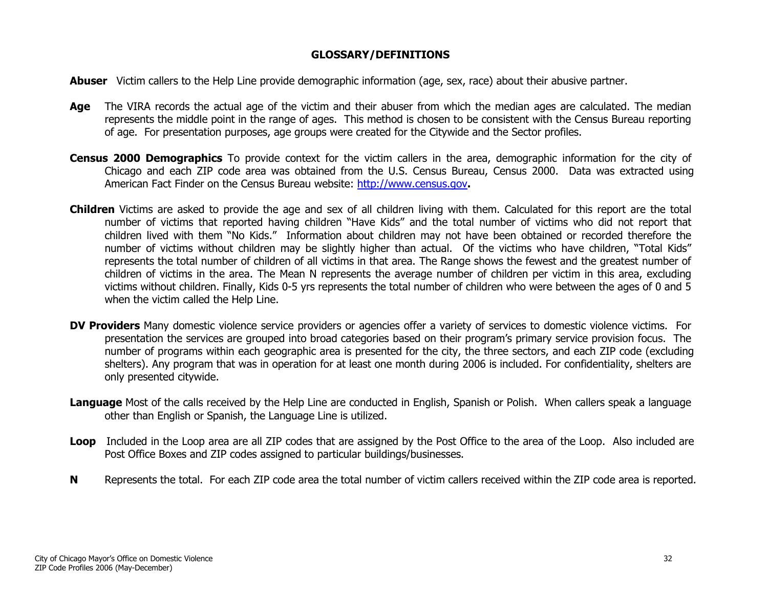## GLOSSARY/DEFINITIONS

**Abuser** Victim callers to the Help Line provide demographic information (age, sex, race) about their abusive partner.

**Age** The VIRA records the actual age of the victim and their abuser from which the median ages are calculated. The median represents the middle point in the range of ages. This method is chosen to be consistent with the Census Bureau reporting of age. For presentation purposes, age groups were created for the Citywide and the Sector profiles.

**Census 2000 Demographics** To provide context for the victim callers in the area, demographic information for the city of Chicago and each ZIP code area was obtained from the U.S. Census Bureau, Census 2000. Data was extracted using American Fact Finder on the Census Bureau website: http://www.census.gov**.**

**Children** Victims are asked to provide the age and sex of all children living with them. Calculated for this report are the total number of victims that reported having children "Have Kids" and the total number of victims who did not report that children lived with them "No Kids." Information about children may not have been obtained or recorded therefore the number of victims without children may be slightly higher than actual. Of the victims who have children, "Total Kids" represents the total number of children of all victims in that area. The Range shows the fewest and the greatest number of children of victims in the area. The Mean N represents the average number of children per victim in this area, excluding victims without children. Finally, Kids 0-5 yrs represents the total number of children who were between the ages of 0 and 5 when the victim called the Help Line.

**DV Providers** Many domestic violence service providers or agencies offer a variety of services to domestic violence victims. For presentation the services are grouped into broad categories based on their program's primary service provision focus. The number of programs within each geographic area is presented for the city, the three sectors, and each ZIP code (excluding shelters). Any program that was in operation for at least one month during 2006 is included. For confidentiality, shelters are only presented citywide.

**Language** Most of the calls received by the Help Line are conducted in English, Spanish or Polish. When callers speak a language other than English or Spanish, the Language Line is utilized.

**Loop** Included in the Loop area are all ZIP codes that are assigned by the Post Office to the area of the Loop. Also included are Post Office Boxes and ZIP codes assigned to particular buildings/businesses.

**N** Represents the total. For each ZIP code area the total number of victim callers received within the ZIP code area is reported.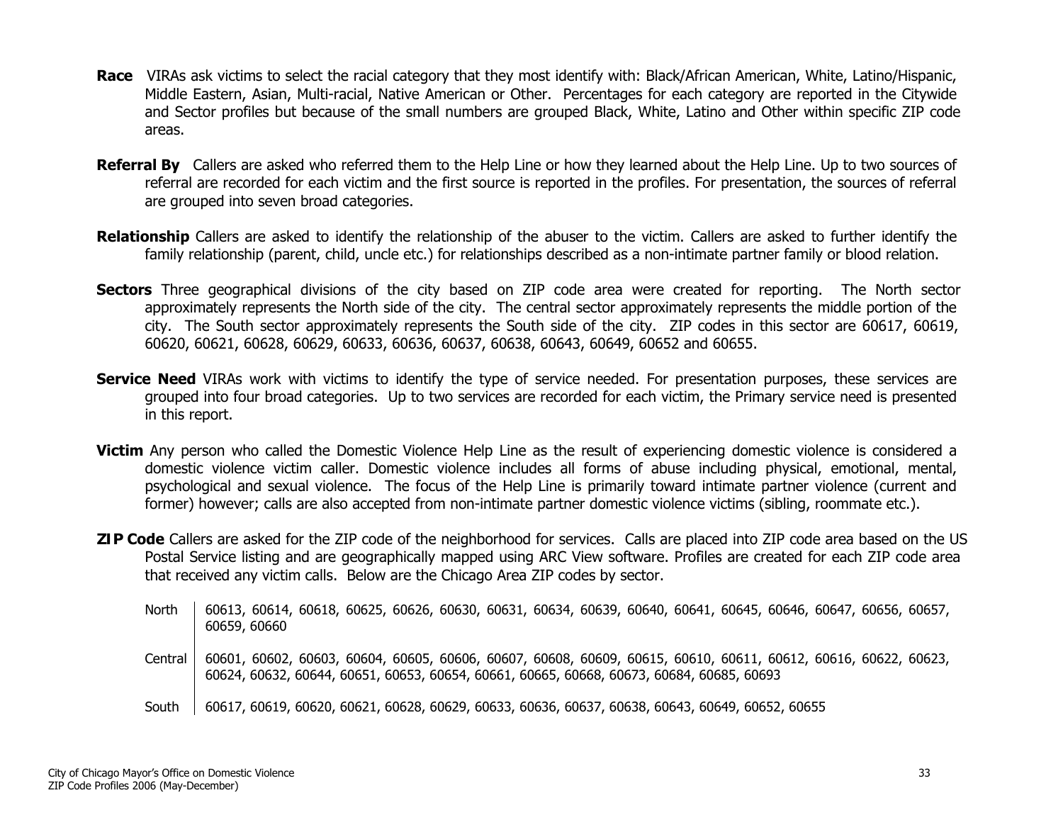**Race** VIRAs ask victims to select the racial category that they most identify with: Black/African American, White, Latino/Hispanic, Middle Eastern, Asian, Multi-racial, Native American or Other. Percentages for each category are reported in the Citywide and Sector profiles but because of the small numbers are grouped Black, White, Latino and Other within specific ZIP code areas.

**Referral By** Callers are asked who referred them to the Help Line or how they learned about the Help Line. Up to two sources of referral are recorded for each victim and the first source is reported in the profiles. For presentation, the sources of referral are grouped into seven broad categories.

**Relationship** Callers are asked to identify the relationship of the abuser to the victim. Callers are asked to further identify the family relationship (parent, child, uncle etc.) for relationships described as a non-intimate partner family or blood relation.

**Sectors** Three geographical divisions of the city based on ZIP code area were created for reporting. The North sector approximately represents the North side of the city. The central sector approximately represents the middle portion of the city. The South sector approximately represents the South side of the city. ZIP codes in this sector are 60617, 60619, 60620, 60621, 60628, 60629, 60633, 60636, 60637, 60638, 60643, 60649, 60652 and 60655.

**Service Need** VIRAs work with victims to identify the type of service needed. For presentation purposes, these services are grouped into four broad categories. Up to two services are recorded for each victim, the Primary service need is presented in this report.

**Victim** Any person who called the Domestic Violence Help Line as the result of experiencing domestic violence is considered a domestic violence victim caller. Domestic violence includes all forms of abuse including physical, emotional, mental, psychological and sexual violence. The focus of the Help Line is primarily toward intimate partner violence (current and former) however; calls are also accepted from non-intimate partner domestic violence victims (sibling, roommate etc.).

**ZIP Code** Callers are asked for the ZIP code of the neighborhood for services. Calls are placed into ZIP code area based on the US Postal Service listing and are geographically mapped using ARC View software. Profiles are created for each ZIP code area that received any victim calls. Below are the Chicago Area ZIP codes by sector.

| | |
|---|---|
| North | 60613, 60614, 60618, 60625, 60626, 60630, 60631, 60634, 60639, 60640, 60641, 60645, 60646, 60647, 60656, 60657, 60659, 60660 |
| Central | 60601, 60602, 60603, 60604, 60605, 60606, 60607, 60608, 60609, 60615, 60610, 60611, 60612, 60616, 60622, 60623, 60624, 60632, 60644, 60651, 60653, 60654, 60661, 60665, 60668, 60673, 60684, 60685, 60693 |
| South | 60617, 60619, 60620, 60621, 60628, 60629, 60633, 60636, 60637, 60638, 60643, 60649, 60652, 60655 |